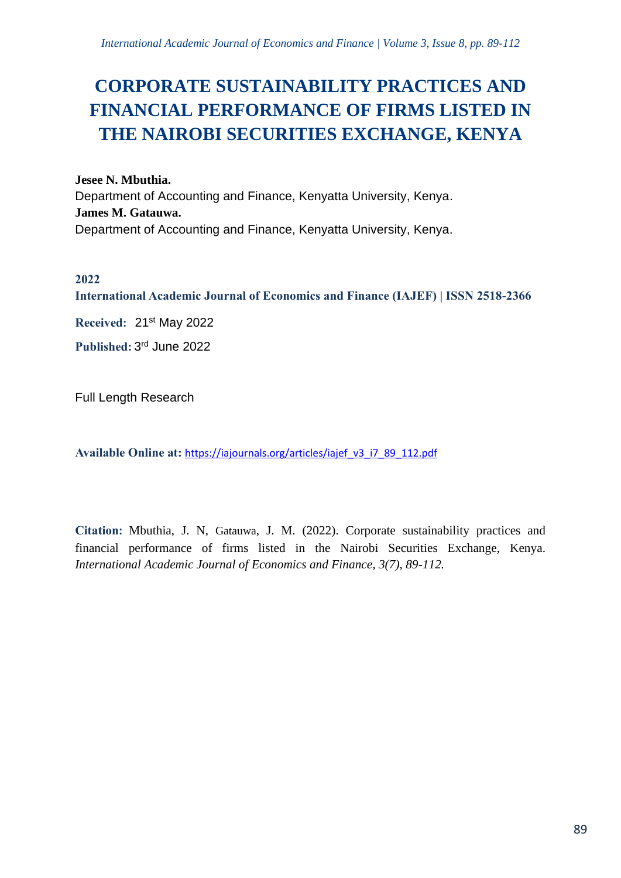# CORPORATE SUSTAINABILITY PRACTICES AND FINANCIAL PERFORMANCE OF FIRMS LISTED IN THE NAIROBI SECURITIES EXCHANGE, KENYA

**Jesee N. Mbuthia.**
Department of Accounting and Finance, Kenyatta University, Kenya.
**James M. Gatauwa.**
Department of Accounting and Finance, Kenyatta University, Kenya.

**2022**
**International Academic Journal of Economics and Finance (IAJEF) | ISSN 2518-2366**

**Received:** 21st May 2022

**Published:** 3rd June 2022

Full Length Research

**Available Online at:** https://iajournals.org/articles/iajef_v3_i7_89_112.pdf

**Citation:** Mbuthia, J. N, Gatauwa, J. M. (2022). Corporate sustainability practices and financial performance of firms listed in the Nairobi Securities Exchange, Kenya. *International Academic Journal of Economics and Finance, 3(7), 89-112.*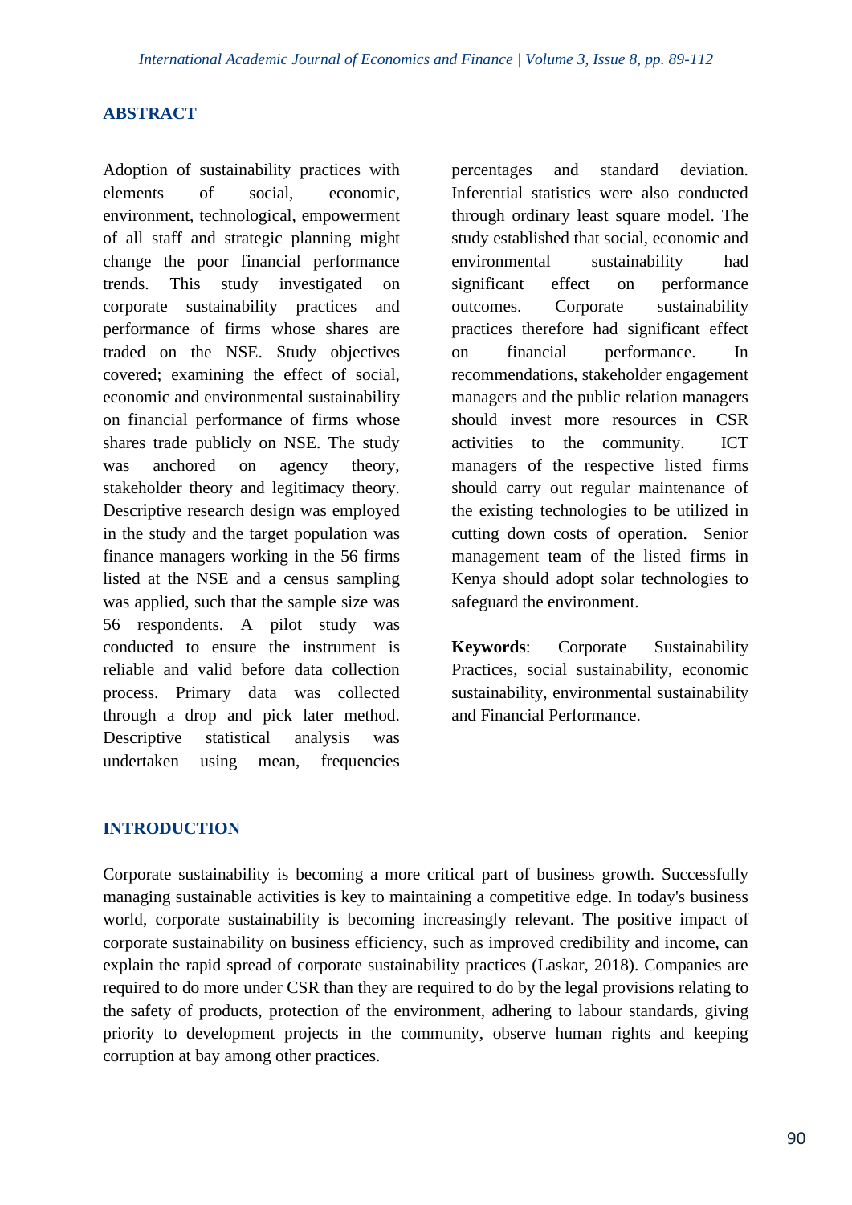## ABSTRACT

Adoption of sustainability practices with elements of social, economic, environment, technological, empowerment of all staff and strategic planning might change the poor financial performance trends. This study investigated on corporate sustainability practices and performance of firms whose shares are traded on the NSE. Study objectives covered; examining the effect of social, economic and environmental sustainability on financial performance of firms whose shares trade publicly on NSE. The study was anchored on agency theory, stakeholder theory and legitimacy theory. Descriptive research design was employed in the study and the target population was finance managers working in the 56 firms listed at the NSE and a census sampling was applied, such that the sample size was 56 respondents. A pilot study was conducted to ensure the instrument is reliable and valid before data collection process. Primary data was collected through a drop and pick later method. Descriptive statistical analysis was undertaken using mean, frequencies percentages and standard deviation. Inferential statistics were also conducted through ordinary least square model. The study established that social, economic and environmental sustainability had significant effect on performance outcomes. Corporate sustainability practices therefore had significant effect on financial performance. In recommendations, stakeholder engagement managers and the public relation managers should invest more resources in CSR activities to the community. ICT managers of the respective listed firms should carry out regular maintenance of the existing technologies to be utilized in cutting down costs of operation. Senior management team of the listed firms in Kenya should adopt solar technologies to safeguard the environment.

**Keywords**: Corporate Sustainability Practices, social sustainability, economic sustainability, environmental sustainability and Financial Performance.

## INTRODUCTION

Corporate sustainability is becoming a more critical part of business growth. Successfully managing sustainable activities is key to maintaining a competitive edge. In today's business world, corporate sustainability is becoming increasingly relevant. The positive impact of corporate sustainability on business efficiency, such as improved credibility and income, can explain the rapid spread of corporate sustainability practices (Laskar, 2018). Companies are required to do more under CSR than they are required to do by the legal provisions relating to the safety of products, protection of the environment, adhering to labour standards, giving priority to development projects in the community, observe human rights and keeping corruption at bay among other practices.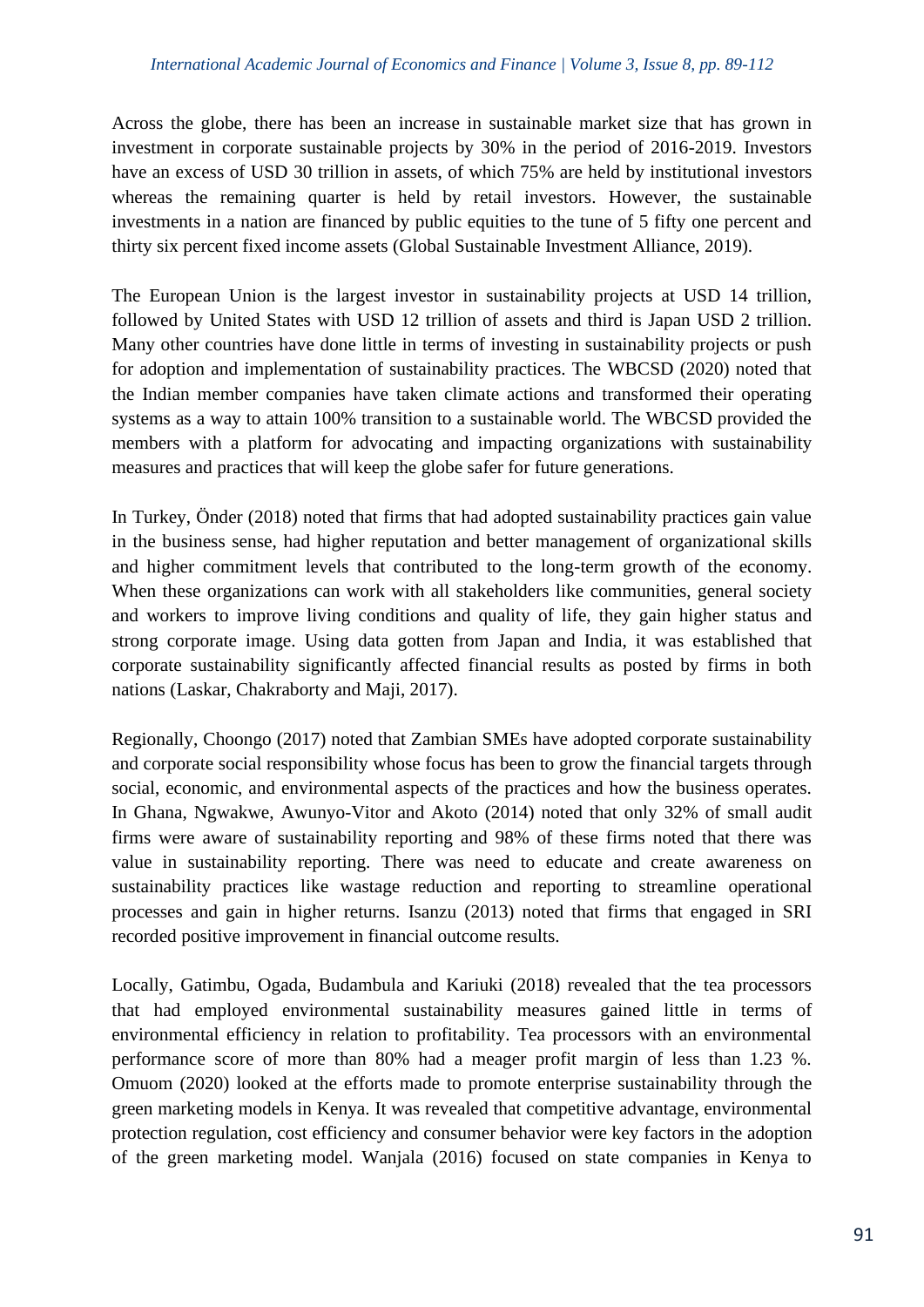Across the globe, there has been an increase in sustainable market size that has grown in investment in corporate sustainable projects by 30% in the period of 2016-2019. Investors have an excess of USD 30 trillion in assets, of which 75% are held by institutional investors whereas the remaining quarter is held by retail investors. However, the sustainable investments in a nation are financed by public equities to the tune of 5 fifty one percent and thirty six percent fixed income assets (Global Sustainable Investment Alliance, 2019).

The European Union is the largest investor in sustainability projects at USD 14 trillion, followed by United States with USD 12 trillion of assets and third is Japan USD 2 trillion. Many other countries have done little in terms of investing in sustainability projects or push for adoption and implementation of sustainability practices. The WBCSD (2020) noted that the Indian member companies have taken climate actions and transformed their operating systems as a way to attain 100% transition to a sustainable world. The WBCSD provided the members with a platform for advocating and impacting organizations with sustainability measures and practices that will keep the globe safer for future generations.

In Turkey, Önder (2018) noted that firms that had adopted sustainability practices gain value in the business sense, had higher reputation and better management of organizational skills and higher commitment levels that contributed to the long-term growth of the economy. When these organizations can work with all stakeholders like communities, general society and workers to improve living conditions and quality of life, they gain higher status and strong corporate image. Using data gotten from Japan and India, it was established that corporate sustainability significantly affected financial results as posted by firms in both nations (Laskar, Chakraborty and Maji, 2017).

Regionally, Choongo (2017) noted that Zambian SMEs have adopted corporate sustainability and corporate social responsibility whose focus has been to grow the financial targets through social, economic, and environmental aspects of the practices and how the business operates. In Ghana, Ngwakwe, Awunyo-Vitor and Akoto (2014) noted that only 32% of small audit firms were aware of sustainability reporting and 98% of these firms noted that there was value in sustainability reporting. There was need to educate and create awareness on sustainability practices like wastage reduction and reporting to streamline operational processes and gain in higher returns. Isanzu (2013) noted that firms that engaged in SRI recorded positive improvement in financial outcome results.

Locally, Gatimbu, Ogada, Budambula and Kariuki (2018) revealed that the tea processors that had employed environmental sustainability measures gained little in terms of environmental efficiency in relation to profitability. Tea processors with an environmental performance score of more than 80% had a meager profit margin of less than 1.23 %. Omuom (2020) looked at the efforts made to promote enterprise sustainability through the green marketing models in Kenya. It was revealed that competitive advantage, environmental protection regulation, cost efficiency and consumer behavior were key factors in the adoption of the green marketing model. Wanjala (2016) focused on state companies in Kenya to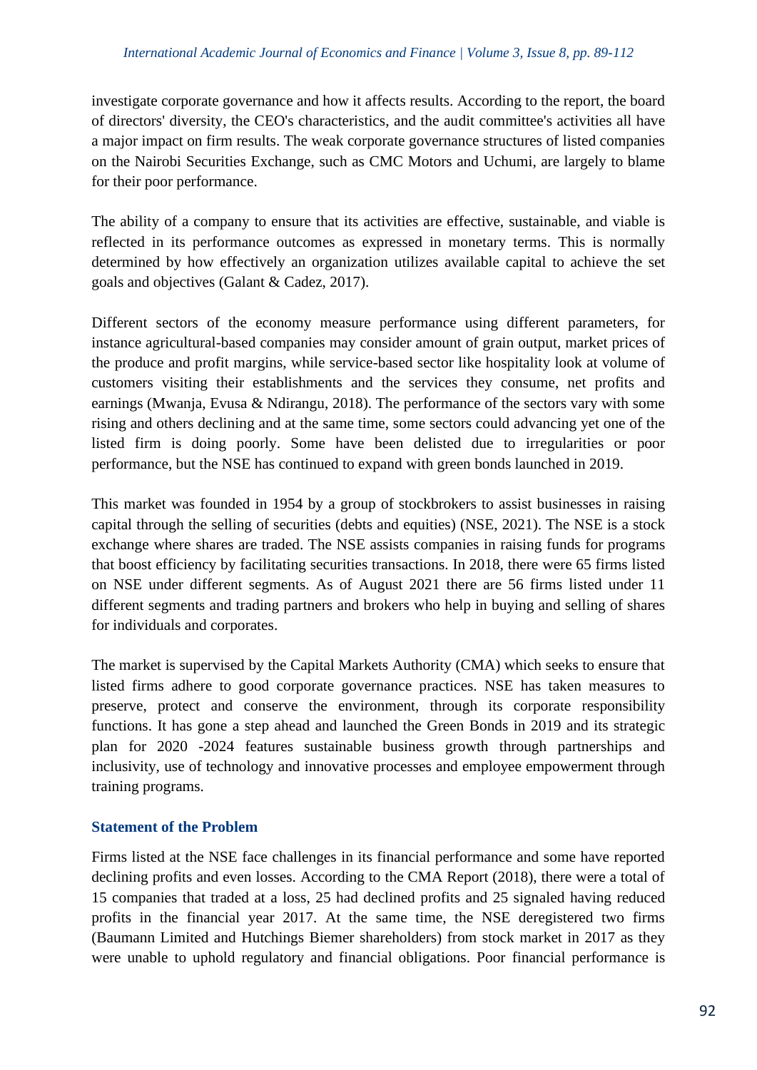investigate corporate governance and how it affects results. According to the report, the board of directors' diversity, the CEO's characteristics, and the audit committee's activities all have a major impact on firm results. The weak corporate governance structures of listed companies on the Nairobi Securities Exchange, such as CMC Motors and Uchumi, are largely to blame for their poor performance.

The ability of a company to ensure that its activities are effective, sustainable, and viable is reflected in its performance outcomes as expressed in monetary terms. This is normally determined by how effectively an organization utilizes available capital to achieve the set goals and objectives (Galant & Cadez, 2017).

Different sectors of the economy measure performance using different parameters, for instance agricultural-based companies may consider amount of grain output, market prices of the produce and profit margins, while service-based sector like hospitality look at volume of customers visiting their establishments and the services they consume, net profits and earnings (Mwanja, Evusa & Ndirangu, 2018). The performance of the sectors vary with some rising and others declining and at the same time, some sectors could advancing yet one of the listed firm is doing poorly. Some have been delisted due to irregularities or poor performance, but the NSE has continued to expand with green bonds launched in 2019.

This market was founded in 1954 by a group of stockbrokers to assist businesses in raising capital through the selling of securities (debts and equities) (NSE, 2021). The NSE is a stock exchange where shares are traded. The NSE assists companies in raising funds for programs that boost efficiency by facilitating securities transactions. In 2018, there were 65 firms listed on NSE under different segments. As of August 2021 there are 56 firms listed under 11 different segments and trading partners and brokers who help in buying and selling of shares for individuals and corporates.

The market is supervised by the Capital Markets Authority (CMA) which seeks to ensure that listed firms adhere to good corporate governance practices. NSE has taken measures to preserve, protect and conserve the environment, through its corporate responsibility functions. It has gone a step ahead and launched the Green Bonds in 2019 and its strategic plan for 2020 -2024 features sustainable business growth through partnerships and inclusivity, use of technology and innovative processes and employee empowerment through training programs.

### Statement of the Problem

Firms listed at the NSE face challenges in its financial performance and some have reported declining profits and even losses. According to the CMA Report (2018), there were a total of 15 companies that traded at a loss, 25 had declined profits and 25 signaled having reduced profits in the financial year 2017. At the same time, the NSE deregistered two firms (Baumann Limited and Hutchings Biemer shareholders) from stock market in 2017 as they were unable to uphold regulatory and financial obligations. Poor financial performance is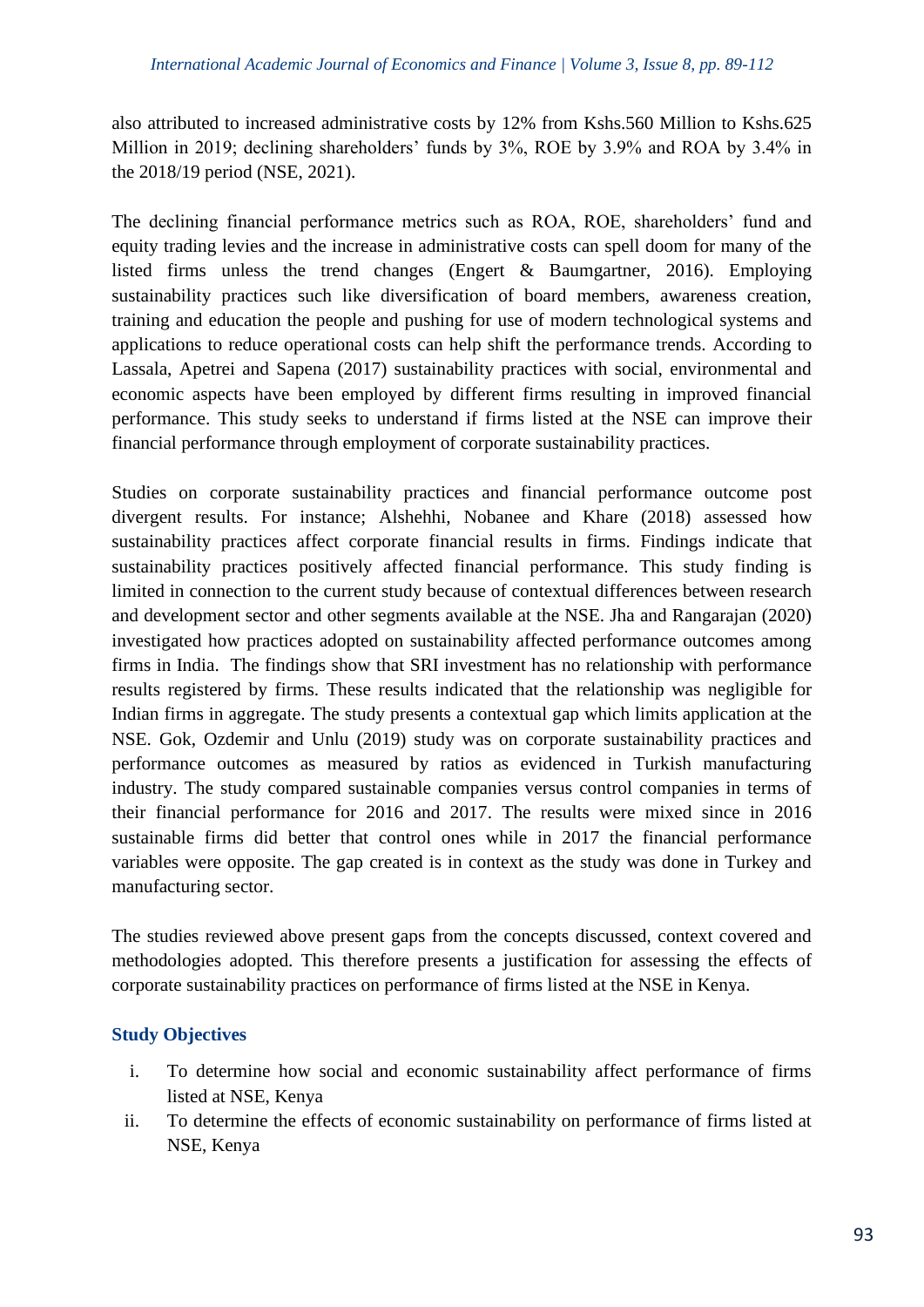also attributed to increased administrative costs by 12% from Kshs.560 Million to Kshs.625 Million in 2019; declining shareholders' funds by 3%, ROE by 3.9% and ROA by 3.4% in the 2018/19 period (NSE, 2021).

The declining financial performance metrics such as ROA, ROE, shareholders' fund and equity trading levies and the increase in administrative costs can spell doom for many of the listed firms unless the trend changes (Engert & Baumgartner, 2016). Employing sustainability practices such like diversification of board members, awareness creation, training and education the people and pushing for use of modern technological systems and applications to reduce operational costs can help shift the performance trends. According to Lassala, Apetrei and Sapena (2017) sustainability practices with social, environmental and economic aspects have been employed by different firms resulting in improved financial performance. This study seeks to understand if firms listed at the NSE can improve their financial performance through employment of corporate sustainability practices.

Studies on corporate sustainability practices and financial performance outcome post divergent results. For instance; Alshehhi, Nobanee and Khare (2018) assessed how sustainability practices affect corporate financial results in firms. Findings indicate that sustainability practices positively affected financial performance. This study finding is limited in connection to the current study because of contextual differences between research and development sector and other segments available at the NSE. Jha and Rangarajan (2020) investigated how practices adopted on sustainability affected performance outcomes among firms in India. The findings show that SRI investment has no relationship with performance results registered by firms. These results indicated that the relationship was negligible for Indian firms in aggregate. The study presents a contextual gap which limits application at the NSE. Gok, Ozdemir and Unlu (2019) study was on corporate sustainability practices and performance outcomes as measured by ratios as evidenced in Turkish manufacturing industry. The study compared sustainable companies versus control companies in terms of their financial performance for 2016 and 2017. The results were mixed since in 2016 sustainable firms did better that control ones while in 2017 the financial performance variables were opposite. The gap created is in context as the study was done in Turkey and manufacturing sector.

The studies reviewed above present gaps from the concepts discussed, context covered and methodologies adopted. This therefore presents a justification for assessing the effects of corporate sustainability practices on performance of firms listed at the NSE in Kenya.

## Study Objectives

i. To determine how social and economic sustainability affect performance of firms listed at NSE, Kenya
ii. To determine the effects of economic sustainability on performance of firms listed at NSE, Kenya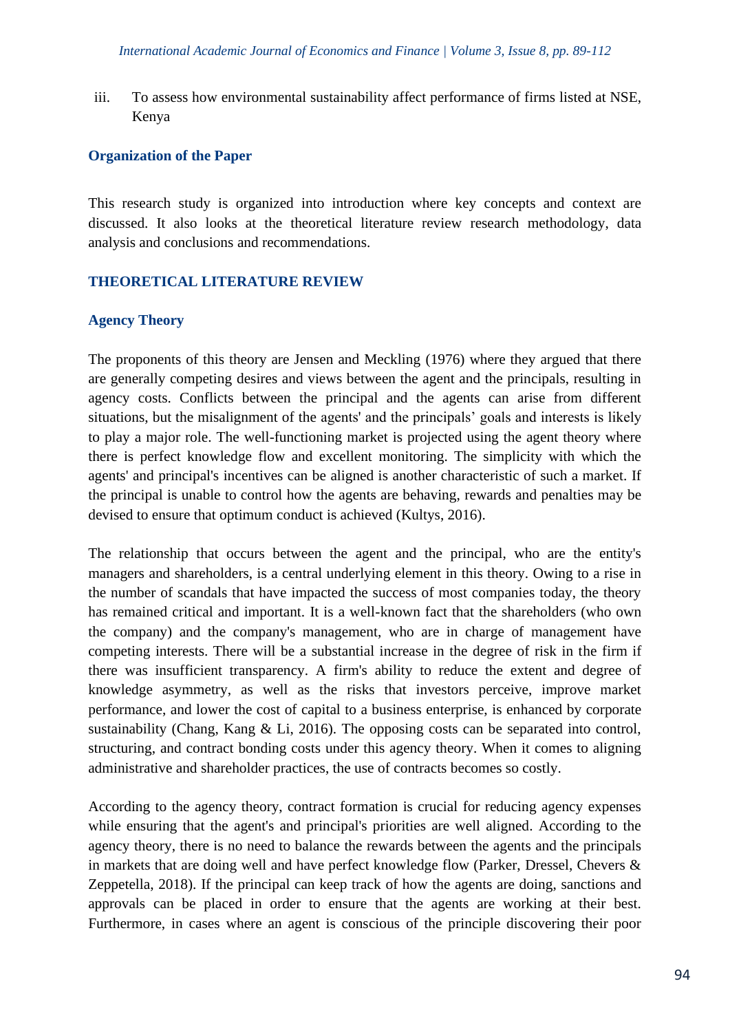iii. To assess how environmental sustainability affect performance of firms listed at NSE, Kenya

## Organization of the Paper

This research study is organized into introduction where key concepts and context are discussed. It also looks at the theoretical literature review research methodology, data analysis and conclusions and recommendations.

## THEORETICAL LITERATURE REVIEW

### Agency Theory

The proponents of this theory are Jensen and Meckling (1976) where they argued that there are generally competing desires and views between the agent and the principals, resulting in agency costs. Conflicts between the principal and the agents can arise from different situations, but the misalignment of the agents' and the principals' goals and interests is likely to play a major role. The well-functioning market is projected using the agent theory where there is perfect knowledge flow and excellent monitoring. The simplicity with which the agents' and principal's incentives can be aligned is another characteristic of such a market. If the principal is unable to control how the agents are behaving, rewards and penalties may be devised to ensure that optimum conduct is achieved (Kultys, 2016).

The relationship that occurs between the agent and the principal, who are the entity's managers and shareholders, is a central underlying element in this theory. Owing to a rise in the number of scandals that have impacted the success of most companies today, the theory has remained critical and important. It is a well-known fact that the shareholders (who own the company) and the company's management, who are in charge of management have competing interests. There will be a substantial increase in the degree of risk in the firm if there was insufficient transparency. A firm's ability to reduce the extent and degree of knowledge asymmetry, as well as the risks that investors perceive, improve market performance, and lower the cost of capital to a business enterprise, is enhanced by corporate sustainability (Chang, Kang & Li, 2016). The opposing costs can be separated into control, structuring, and contract bonding costs under this agency theory. When it comes to aligning administrative and shareholder practices, the use of contracts becomes so costly.

According to the agency theory, contract formation is crucial for reducing agency expenses while ensuring that the agent's and principal's priorities are well aligned. According to the agency theory, there is no need to balance the rewards between the agents and the principals in markets that are doing well and have perfect knowledge flow (Parker, Dressel, Chevers & Zeppetella, 2018). If the principal can keep track of how the agents are doing, sanctions and approvals can be placed in order to ensure that the agents are working at their best. Furthermore, in cases where an agent is conscious of the principle discovering their poor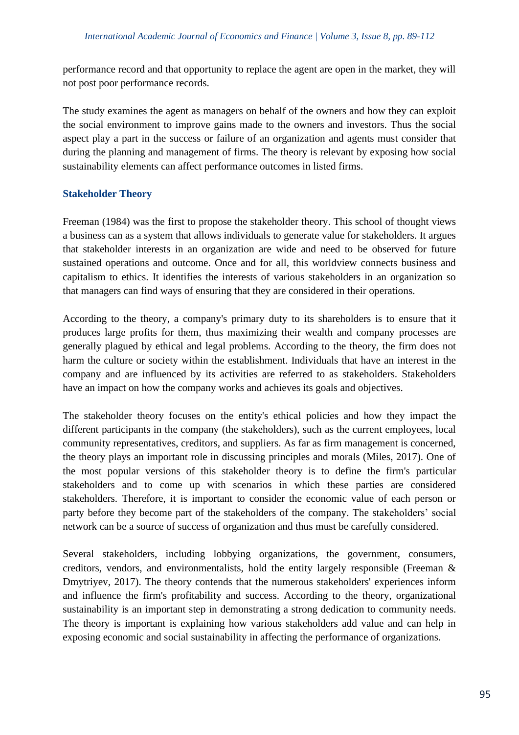performance record and that opportunity to replace the agent are open in the market, they will not post poor performance records.

The study examines the agent as managers on behalf of the owners and how they can exploit the social environment to improve gains made to the owners and investors. Thus the social aspect play a part in the success or failure of an organization and agents must consider that during the planning and management of firms. The theory is relevant by exposing how social sustainability elements can affect performance outcomes in listed firms.

### Stakeholder Theory

Freeman (1984) was the first to propose the stakeholder theory. This school of thought views a business can as a system that allows individuals to generate value for stakeholders. It argues that stakeholder interests in an organization are wide and need to be observed for future sustained operations and outcome. Once and for all, this worldview connects business and capitalism to ethics. It identifies the interests of various stakeholders in an organization so that managers can find ways of ensuring that they are considered in their operations.

According to the theory, a company's primary duty to its shareholders is to ensure that it produces large profits for them, thus maximizing their wealth and company processes are generally plagued by ethical and legal problems. According to the theory, the firm does not harm the culture or society within the establishment. Individuals that have an interest in the company and are influenced by its activities are referred to as stakeholders. Stakeholders have an impact on how the company works and achieves its goals and objectives.

The stakeholder theory focuses on the entity's ethical policies and how they impact the different participants in the company (the stakeholders), such as the current employees, local community representatives, creditors, and suppliers. As far as firm management is concerned, the theory plays an important role in discussing principles and morals (Miles, 2017). One of the most popular versions of this stakeholder theory is to define the firm's particular stakeholders and to come up with scenarios in which these parties are considered stakeholders. Therefore, it is important to consider the economic value of each person or party before they become part of the stakeholders of the company. The stakeholders' social network can be a source of success of organization and thus must be carefully considered.

Several stakeholders, including lobbying organizations, the government, consumers, creditors, vendors, and environmentalists, hold the entity largely responsible (Freeman & Dmytriyev, 2017). The theory contends that the numerous stakeholders' experiences inform and influence the firm's profitability and success. According to the theory, organizational sustainability is an important step in demonstrating a strong dedication to community needs. The theory is important is explaining how various stakeholders add value and can help in exposing economic and social sustainability in affecting the performance of organizations.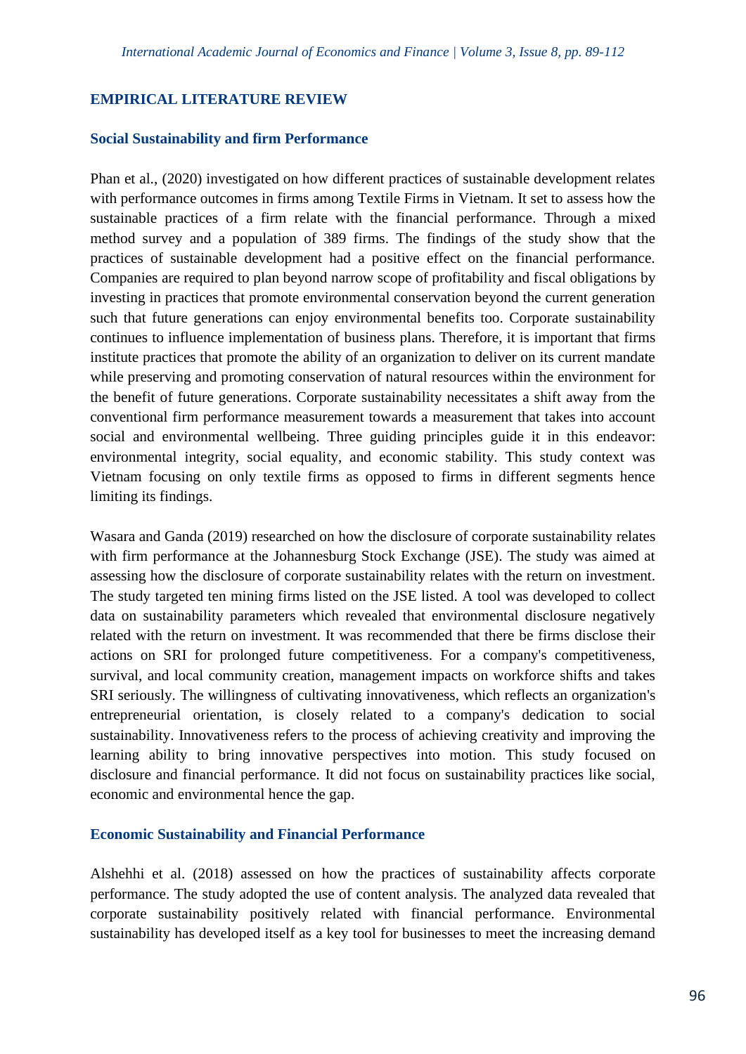## EMPIRICAL LITERATURE REVIEW

### Social Sustainability and firm Performance

Phan et al., (2020) investigated on how different practices of sustainable development relates with performance outcomes in firms among Textile Firms in Vietnam. It set to assess how the sustainable practices of a firm relate with the financial performance. Through a mixed method survey and a population of 389 firms. The findings of the study show that the practices of sustainable development had a positive effect on the financial performance. Companies are required to plan beyond narrow scope of profitability and fiscal obligations by investing in practices that promote environmental conservation beyond the current generation such that future generations can enjoy environmental benefits too. Corporate sustainability continues to influence implementation of business plans. Therefore, it is important that firms institute practices that promote the ability of an organization to deliver on its current mandate while preserving and promoting conservation of natural resources within the environment for the benefit of future generations. Corporate sustainability necessitates a shift away from the conventional firm performance measurement towards a measurement that takes into account social and environmental wellbeing. Three guiding principles guide it in this endeavor: environmental integrity, social equality, and economic stability. This study context was Vietnam focusing on only textile firms as opposed to firms in different segments hence limiting its findings.

Wasara and Ganda (2019) researched on how the disclosure of corporate sustainability relates with firm performance at the Johannesburg Stock Exchange (JSE). The study was aimed at assessing how the disclosure of corporate sustainability relates with the return on investment. The study targeted ten mining firms listed on the JSE listed. A tool was developed to collect data on sustainability parameters which revealed that environmental disclosure negatively related with the return on investment. It was recommended that there be firms disclose their actions on SRI for prolonged future competitiveness. For a company's competitiveness, survival, and local community creation, management impacts on workforce shifts and takes SRI seriously. The willingness of cultivating innovativeness, which reflects an organization's entrepreneurial orientation, is closely related to a company's dedication to social sustainability. Innovativeness refers to the process of achieving creativity and improving the learning ability to bring innovative perspectives into motion. This study focused on disclosure and financial performance. It did not focus on sustainability practices like social, economic and environmental hence the gap.

### Economic Sustainability and Financial Performance

Alshehhi et al. (2018) assessed on how the practices of sustainability affects corporate performance. The study adopted the use of content analysis. The analyzed data revealed that corporate sustainability positively related with financial performance. Environmental sustainability has developed itself as a key tool for businesses to meet the increasing demand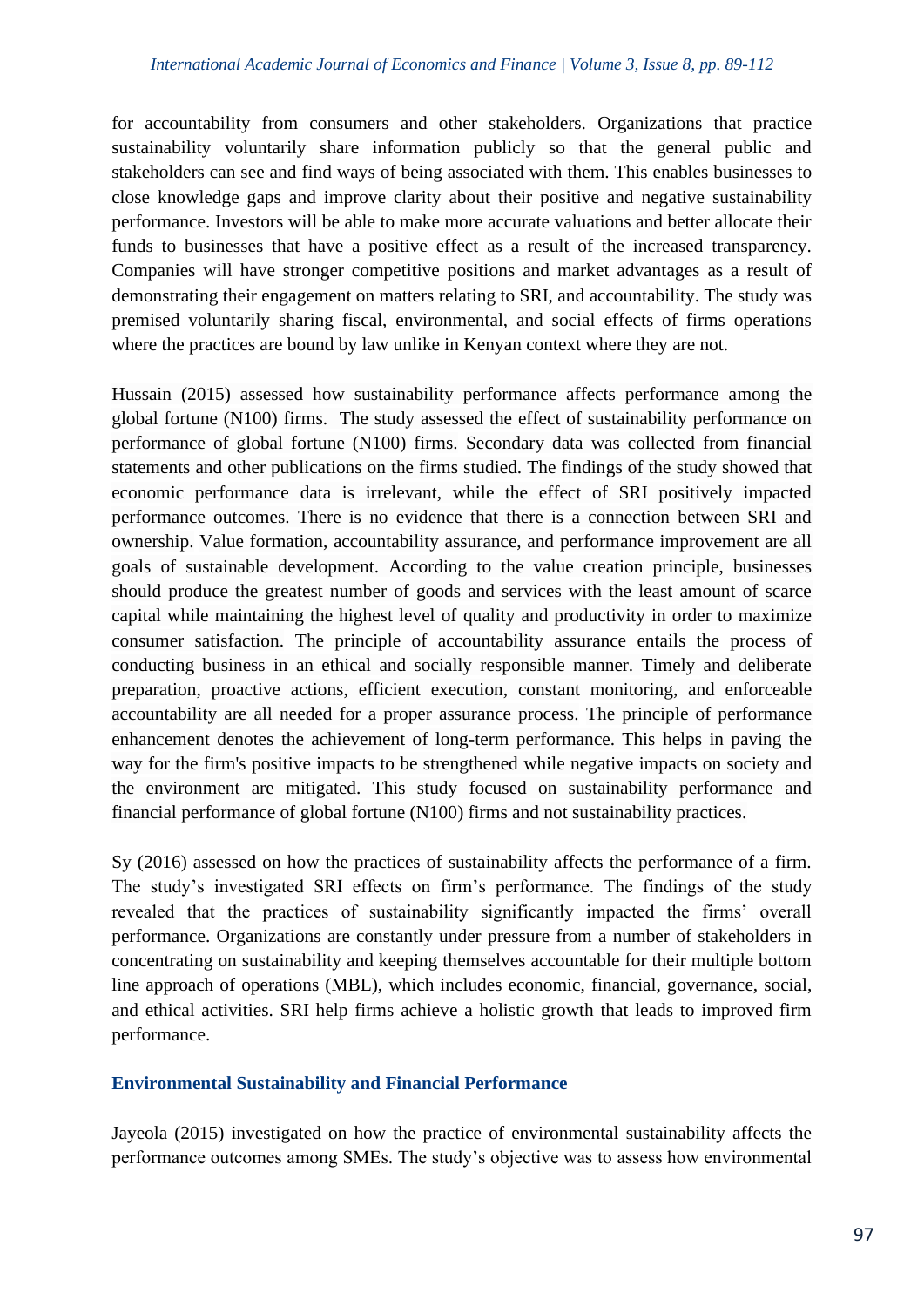for accountability from consumers and other stakeholders. Organizations that practice sustainability voluntarily share information publicly so that the general public and stakeholders can see and find ways of being associated with them. This enables businesses to close knowledge gaps and improve clarity about their positive and negative sustainability performance. Investors will be able to make more accurate valuations and better allocate their funds to businesses that have a positive effect as a result of the increased transparency. Companies will have stronger competitive positions and market advantages as a result of demonstrating their engagement on matters relating to SRI, and accountability. The study was premised voluntarily sharing fiscal, environmental, and social effects of firms operations where the practices are bound by law unlike in Kenyan context where they are not.

Hussain (2015) assessed how sustainability performance affects performance among the global fortune (N100) firms. The study assessed the effect of sustainability performance on performance of global fortune (N100) firms. Secondary data was collected from financial statements and other publications on the firms studied. The findings of the study showed that economic performance data is irrelevant, while the effect of SRI positively impacted performance outcomes. There is no evidence that there is a connection between SRI and ownership. Value formation, accountability assurance, and performance improvement are all goals of sustainable development. According to the value creation principle, businesses should produce the greatest number of goods and services with the least amount of scarce capital while maintaining the highest level of quality and productivity in order to maximize consumer satisfaction. The principle of accountability assurance entails the process of conducting business in an ethical and socially responsible manner. Timely and deliberate preparation, proactive actions, efficient execution, constant monitoring, and enforceable accountability are all needed for a proper assurance process. The principle of performance enhancement denotes the achievement of long-term performance. This helps in paving the way for the firm's positive impacts to be strengthened while negative impacts on society and the environment are mitigated. This study focused on sustainability performance and financial performance of global fortune (N100) firms and not sustainability practices.

Sy (2016) assessed on how the practices of sustainability affects the performance of a firm. The study's investigated SRI effects on firm's performance. The findings of the study revealed that the practices of sustainability significantly impacted the firms' overall performance. Organizations are constantly under pressure from a number of stakeholders in concentrating on sustainability and keeping themselves accountable for their multiple bottom line approach of operations (MBL), which includes economic, financial, governance, social, and ethical activities. SRI help firms achieve a holistic growth that leads to improved firm performance.

### Environmental Sustainability and Financial Performance

Jayeola (2015) investigated on how the practice of environmental sustainability affects the performance outcomes among SMEs. The study's objective was to assess how environmental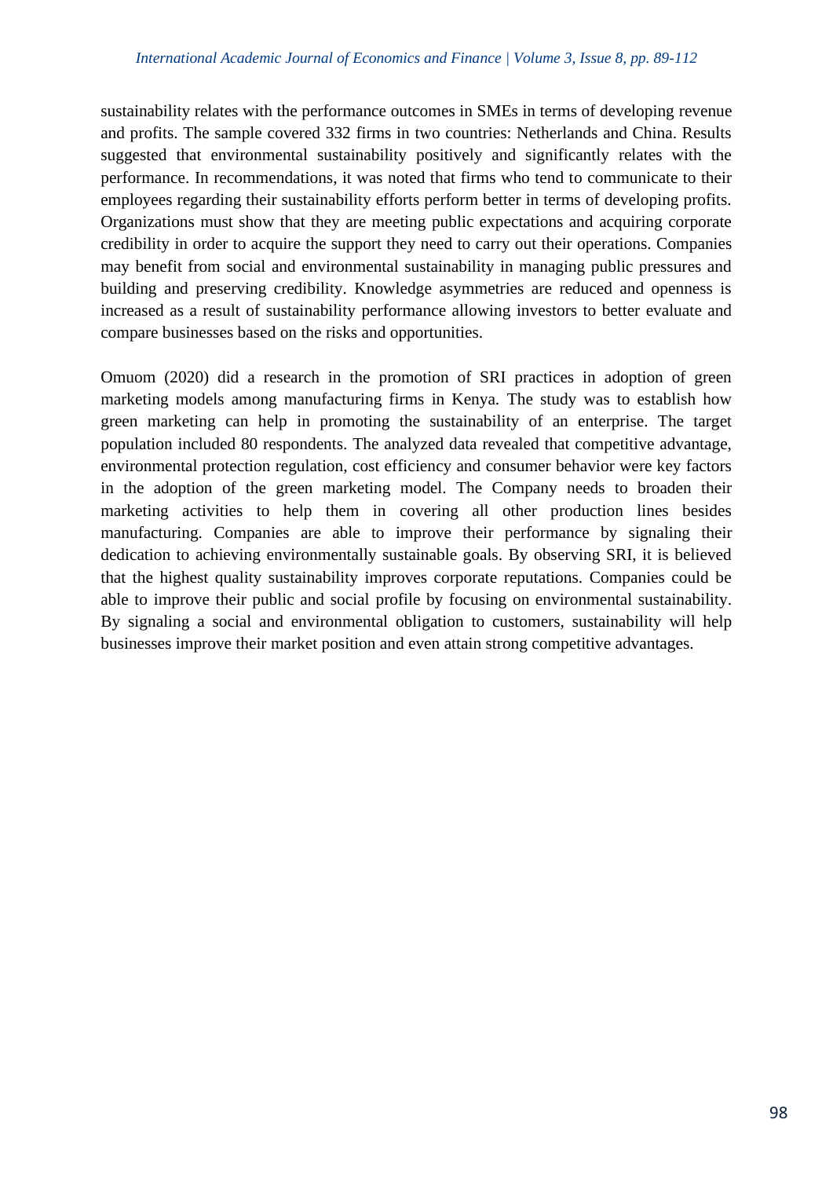sustainability relates with the performance outcomes in SMEs in terms of developing revenue and profits. The sample covered 332 firms in two countries: Netherlands and China. Results suggested that environmental sustainability positively and significantly relates with the performance. In recommendations, it was noted that firms who tend to communicate to their employees regarding their sustainability efforts perform better in terms of developing profits. Organizations must show that they are meeting public expectations and acquiring corporate credibility in order to acquire the support they need to carry out their operations. Companies may benefit from social and environmental sustainability in managing public pressures and building and preserving credibility. Knowledge asymmetries are reduced and openness is increased as a result of sustainability performance allowing investors to better evaluate and compare businesses based on the risks and opportunities.

Omuom (2020) did a research in the promotion of SRI practices in adoption of green marketing models among manufacturing firms in Kenya. The study was to establish how green marketing can help in promoting the sustainability of an enterprise. The target population included 80 respondents. The analyzed data revealed that competitive advantage, environmental protection regulation, cost efficiency and consumer behavior were key factors in the adoption of the green marketing model. The Company needs to broaden their marketing activities to help them in covering all other production lines besides manufacturing. Companies are able to improve their performance by signaling their dedication to achieving environmentally sustainable goals. By observing SRI, it is believed that the highest quality sustainability improves corporate reputations. Companies could be able to improve their public and social profile by focusing on environmental sustainability. By signaling a social and environmental obligation to customers, sustainability will help businesses improve their market position and even attain strong competitive advantages.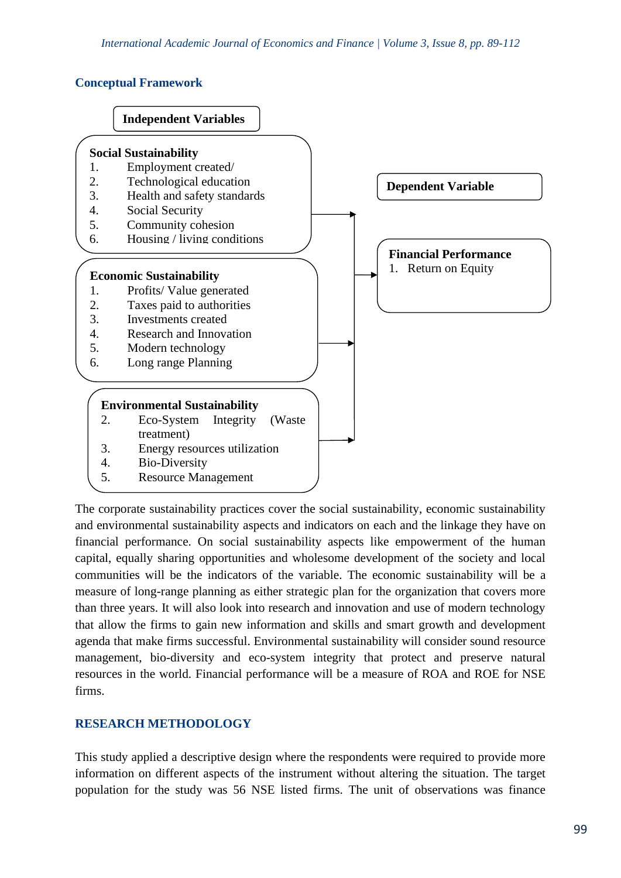### Conceptual Framework

**Independent Variables**

**Social Sustainability**
1. Employment created/
2. Technological education
3. Health and safety standards
4. Social Security
5. Community cohesion
6. Housing / living conditions

**Economic Sustainability**
1. Profits/ Value generated
2. Taxes paid to authorities
3. Investments created
4. Research and Innovation
5. Modern technology
6. Long range Planning

**Environmental Sustainability**
2. Eco-System Integrity (Waste treatment)
3. Energy resources utilization
4. Bio-Diversity
5. Resource Management

**Dependent Variable**

**Financial Performance**
1. Return on Equity

The corporate sustainability practices cover the social sustainability, economic sustainability and environmental sustainability aspects and indicators on each and the linkage they have on financial performance. On social sustainability aspects like empowerment of the human capital, equally sharing opportunities and wholesome development of the society and local communities will be the indicators of the variable. The economic sustainability will be a measure of long-range planning as either strategic plan for the organization that covers more than three years. It will also look into research and innovation and use of modern technology that allow the firms to gain new information and skills and smart growth and development agenda that make firms successful. Environmental sustainability will consider sound resource management, bio-diversity and eco-system integrity that protect and preserve natural resources in the world. Financial performance will be a measure of ROA and ROE for NSE firms.

## RESEARCH METHODOLOGY

This study applied a descriptive design where the respondents were required to provide more information on different aspects of the instrument without altering the situation. The target population for the study was 56 NSE listed firms. The unit of observations was finance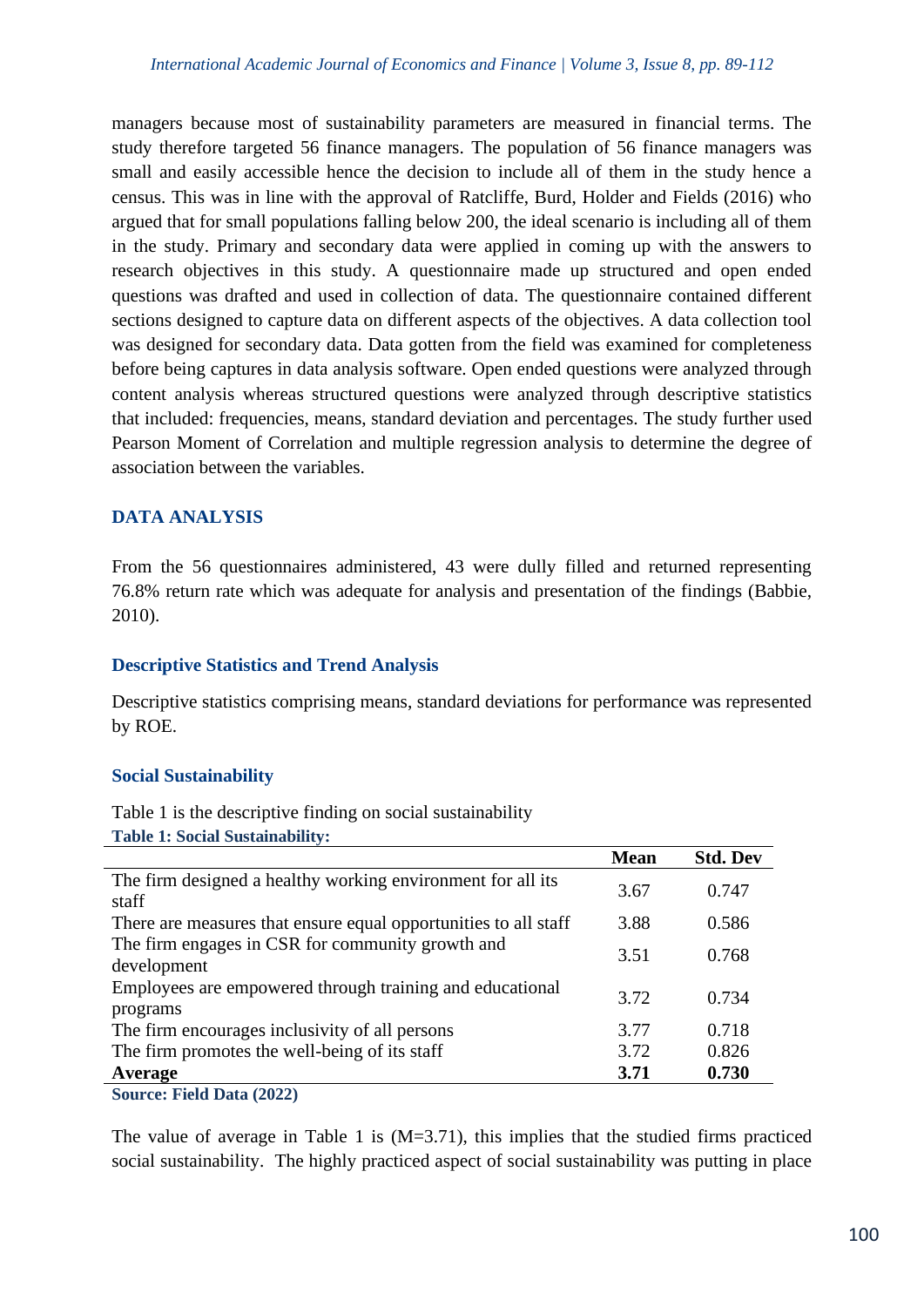managers because most of sustainability parameters are measured in financial terms. The study therefore targeted 56 finance managers. The population of 56 finance managers was small and easily accessible hence the decision to include all of them in the study hence a census. This was in line with the approval of Ratcliffe, Burd, Holder and Fields (2016) who argued that for small populations falling below 200, the ideal scenario is including all of them in the study. Primary and secondary data were applied in coming up with the answers to research objectives in this study. A questionnaire made up structured and open ended questions was drafted and used in collection of data. The questionnaire contained different sections designed to capture data on different aspects of the objectives. A data collection tool was designed for secondary data. Data gotten from the field was examined for completeness before being captures in data analysis software. Open ended questions were analyzed through content analysis whereas structured questions were analyzed through descriptive statistics that included: frequencies, means, standard deviation and percentages. The study further used Pearson Moment of Correlation and multiple regression analysis to determine the degree of association between the variables.

## DATA ANALYSIS

From the 56 questionnaires administered, 43 were dully filled and returned representing 76.8% return rate which was adequate for analysis and presentation of the findings (Babbie, 2010).

### Descriptive Statistics and Trend Analysis

Descriptive statistics comprising means, standard deviations for performance was represented by ROE.

### Social Sustainability

Table 1 is the descriptive finding on social sustainability

**Table 1: Social Sustainability:**

| | Mean | Std. Dev |
|---|---|---|
| The firm designed a healthy working environment for all its staff | 3.67 | 0.747 |
| There are measures that ensure equal opportunities to all staff | 3.88 | 0.586 |
| The firm engages in CSR for community growth and development | 3.51 | 0.768 |
| Employees are empowered through training and educational programs | 3.72 | 0.734 |
| The firm encourages inclusivity of all persons | 3.77 | 0.718 |
| The firm promotes the well-being of its staff | 3.72 | 0.826 |
| **Average** | **3.71** | **0.730** |

**Source: Field Data (2022)**

The value of average in Table 1 is (M=3.71), this implies that the studied firms practiced social sustainability. The highly practiced aspect of social sustainability was putting in place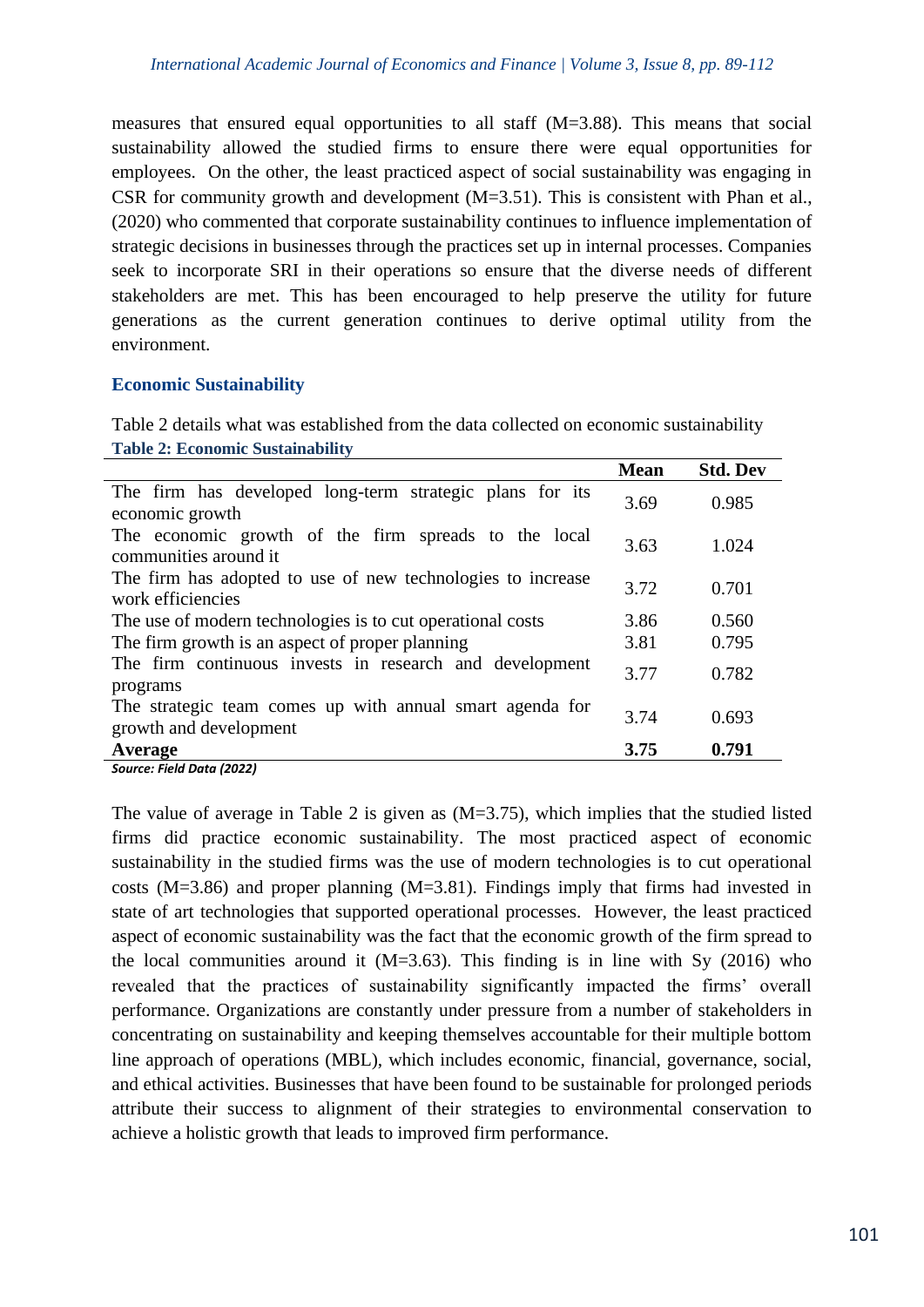measures that ensured equal opportunities to all staff (M=3.88). This means that social sustainability allowed the studied firms to ensure there were equal opportunities for employees. On the other, the least practiced aspect of social sustainability was engaging in CSR for community growth and development (M=3.51). This is consistent with Phan et al., (2020) who commented that corporate sustainability continues to influence implementation of strategic decisions in businesses through the practices set up in internal processes. Companies seek to incorporate SRI in their operations so ensure that the diverse needs of different stakeholders are met. This has been encouraged to help preserve the utility for future generations as the current generation continues to derive optimal utility from the environment.

### Economic Sustainability

Table 2 details what was established from the data collected on economic sustainability

**Table 2: Economic Sustainability**

| | Mean | Std. Dev |
|---|---|---|
| The firm has developed long-term strategic plans for its economic growth | 3.69 | 0.985 |
| The economic growth of the firm spreads to the local communities around it | 3.63 | 1.024 |
| The firm has adopted to use of new technologies to increase work efficiencies | 3.72 | 0.701 |
| The use of modern technologies is to cut operational costs | 3.86 | 0.560 |
| The firm growth is an aspect of proper planning | 3.81 | 0.795 |
| The firm continuous invests in research and development programs | 3.77 | 0.782 |
| The strategic team comes up with annual smart agenda for growth and development | 3.74 | 0.693 |
| **Average** | **3.75** | **0.791** |

*Source: Field Data (2022)*

The value of average in Table 2 is given as (M=3.75), which implies that the studied listed firms did practice economic sustainability. The most practiced aspect of economic sustainability in the studied firms was the use of modern technologies is to cut operational costs (M=3.86) and proper planning (M=3.81). Findings imply that firms had invested in state of art technologies that supported operational processes. However, the least practiced aspect of economic sustainability was the fact that the economic growth of the firm spread to the local communities around it (M=3.63). This finding is in line with Sy (2016) who revealed that the practices of sustainability significantly impacted the firms' overall performance. Organizations are constantly under pressure from a number of stakeholders in concentrating on sustainability and keeping themselves accountable for their multiple bottom line approach of operations (MBL), which includes economic, financial, governance, social, and ethical activities. Businesses that have been found to be sustainable for prolonged periods attribute their success to alignment of their strategies to environmental conservation to achieve a holistic growth that leads to improved firm performance.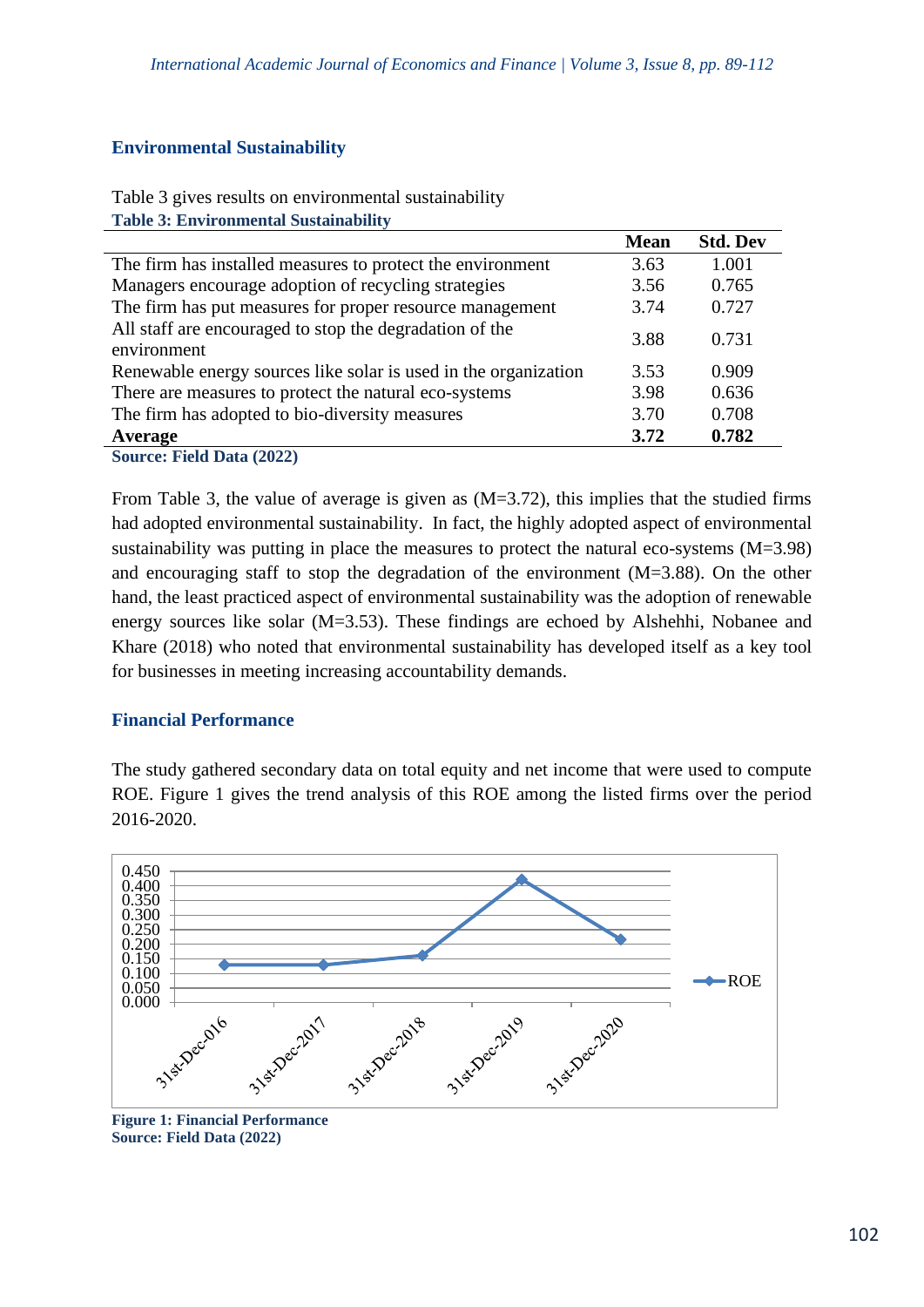## Environmental Sustainability

Table 3 gives results on environmental sustainability

**Table 3: Environmental Sustainability**

| | Mean | Std. Dev |
|---|---|---|
| The firm has installed measures to protect the environment | 3.63 | 1.001 |
| Managers encourage adoption of recycling strategies | 3.56 | 0.765 |
| The firm has put measures for proper resource management | 3.74 | 0.727 |
| All staff are encouraged to stop the degradation of the environment | 3.88 | 0.731 |
| Renewable energy sources like solar is used in the organization | 3.53 | 0.909 |
| There are measures to protect the natural eco-systems | 3.98 | 0.636 |
| The firm has adopted to bio-diversity measures | 3.70 | 0.708 |
| **Average** | **3.72** | **0.782** |

**Source: Field Data (2022)**

From Table 3, the value of average is given as (M=3.72), this implies that the studied firms had adopted environmental sustainability. In fact, the highly adopted aspect of environmental sustainability was putting in place the measures to protect the natural eco-systems (M=3.98) and encouraging staff to stop the degradation of the environment (M=3.88). On the other hand, the least practiced aspect of environmental sustainability was the adoption of renewable energy sources like solar (M=3.53). These findings are echoed by Alshehhi, Nobanee and Khare (2018) who noted that environmental sustainability has developed itself as a key tool for businesses in meeting increasing accountability demands.

## Financial Performance

The study gathered secondary data on total equity and net income that were used to compute ROE. Figure 1 gives the trend analysis of this ROE among the listed firms over the period 2016-2020.

**Figure 1: Financial Performance**
**Source: Field Data (2022)**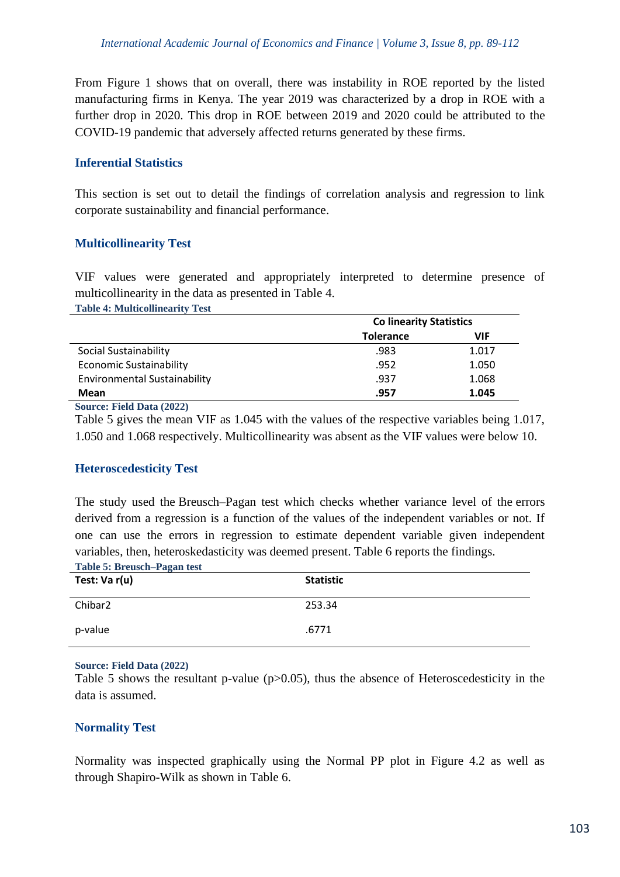From Figure 1 shows that on overall, there was instability in ROE reported by the listed manufacturing firms in Kenya. The year 2019 was characterized by a drop in ROE with a further drop in 2020. This drop in ROE between 2019 and 2020 could be attributed to the COVID-19 pandemic that adversely affected returns generated by these firms.

## Inferential Statistics

This section is set out to detail the findings of correlation analysis and regression to link corporate sustainability and financial performance.

## Multicollinearity Test

VIF values were generated and appropriately interpreted to determine presence of multicollinearity in the data as presented in Table 4.

**Table 4: Multicollinearity Test**

| | Co linearity Statistics | |
|---|---|---|
| | **Tolerance** | **VIF** |
| Social Sustainability | .983 | 1.017 |
| Economic Sustainability | .952 | 1.050 |
| Environmental Sustainability | .937 | 1.068 |
| **Mean** | **.957** | **1.045** |

**Source: Field Data (2022)**

Table 5 gives the mean VIF as 1.045 with the values of the respective variables being 1.017, 1.050 and 1.068 respectively. Multicollinearity was absent as the VIF values were below 10.

## Heteroscedesticity Test

The study used the Breusch–Pagan test which checks whether variance level of the errors derived from a regression is a function of the values of the independent variables or not. If one can use the errors in regression to estimate dependent variable given independent variables, then, heteroskedasticity was deemed present. Table 6 reports the findings.

**Table 5: Breusch–Pagan test**

| Test: Va r(u) | Statistic |
|---|---|
| Chibar2 | 253.34 |
| p-value | .6771 |

**Source: Field Data (2022)**

Table 5 shows the resultant p-value ($p>0.05$), thus the absence of Heteroscedesticity in the data is assumed.

## Normality Test

Normality was inspected graphically using the Normal PP plot in Figure 4.2 as well as through Shapiro-Wilk as shown in Table 6.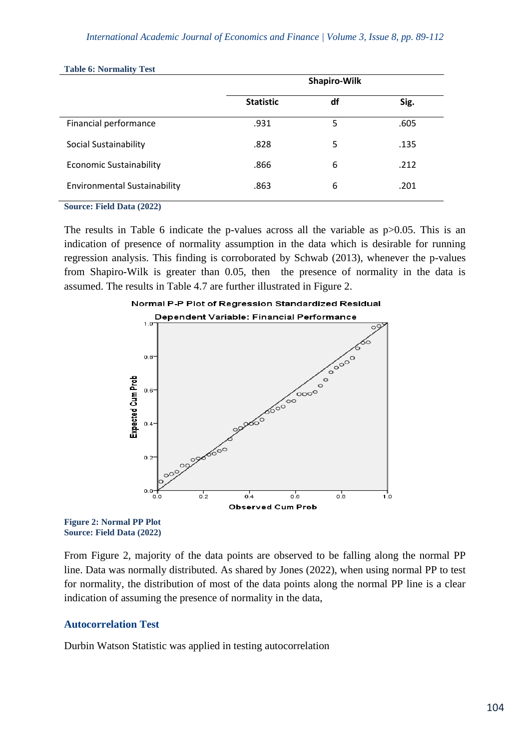**Table 6: Normality Test**

| | Shapiro-Wilk | | |
|---|---|---|---|
| | Statistic | df | Sig. |
| Financial performance | .931 | 5 | .605 |
| Social Sustainability | .828 | 5 | .135 |
| Economic Sustainability | .866 | 6 | .212 |
| Environmental Sustainability | .863 | 6 | .201 |

**Source: Field Data (2022)**

The results in Table 6 indicate the p-values across all the variable as $p>0.05$. This is an indication of presence of normality assumption in the data which is desirable for running regression analysis. This finding is corroborated by Schwab (2013), whenever the p-values from Shapiro-Wilk is greater than 0.05, then the presence of normality in the data is assumed. The results in Table 4.7 are further illustrated in Figure 2.

**Figure 2: Normal PP Plot**
**Source: Field Data (2022)**

From Figure 2, majority of the data points are observed to be falling along the normal PP line. Data was normally distributed. As shared by Jones (2022), when using normal PP to test for normality, the distribution of most of the data points along the normal PP line is a clear indication of assuming the presence of normality in the data,

## Autocorrelation Test

Durbin Watson Statistic was applied in testing autocorrelation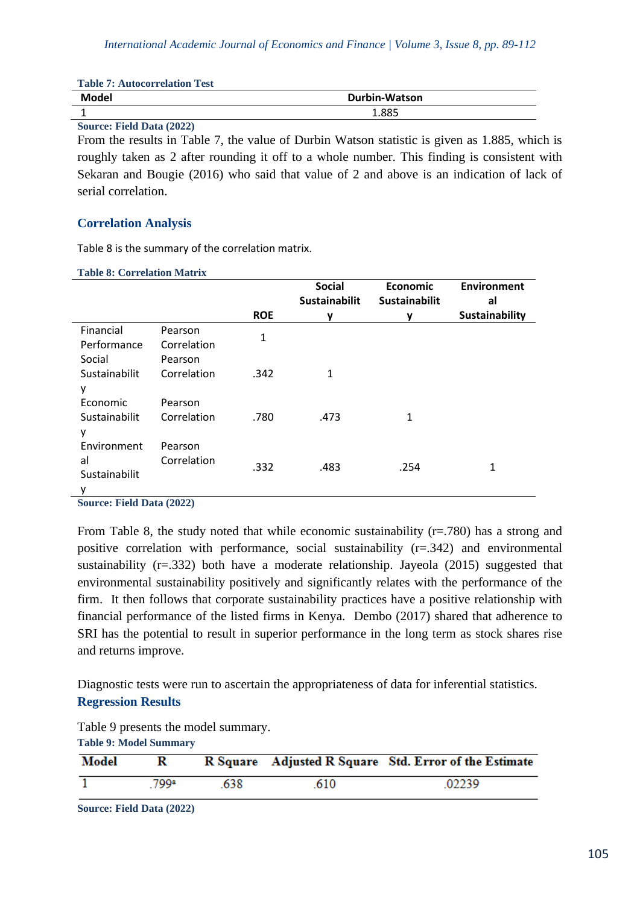**Table 7: Autocorrelation Test**

| Model | Durbin-Watson |
|---|---|
| 1 | 1.885 |

**Source: Field Data (2022)**

From the results in Table 7, the value of Durbin Watson statistic is given as 1.885, which is roughly taken as 2 after rounding it off to a whole number. This finding is consistent with Sekaran and Bougie (2016) who said that value of 2 and above is an indication of lack of serial correlation.

## Correlation Analysis

Table 8 is the summary of the correlation matrix.

**Table 8: Correlation Matrix**

| | | ROE | Social Sustainability | Economic Sustainability | Environmental Sustainability |
|---|---|---|---|---|---|
| Financial Performance | Pearson Correlation | 1 | | | |
| Social Sustainability | Pearson Correlation | .342 | 1 | | |
| Economic Sustainability | Pearson Correlation | .780 | .473 | 1 | |
| Environmental Sustainability | Pearson Correlation | .332 | .483 | .254 | 1 |

**Source: Field Data (2022)**

From Table 8, the study noted that while economic sustainability (r=.780) has a strong and positive correlation with performance, social sustainability (r=.342) and environmental sustainability (r=.332) both have a moderate relationship. Jayeola (2015) suggested that environmental sustainability positively and significantly relates with the performance of the firm. It then follows that corporate sustainability practices have a positive relationship with financial performance of the listed firms in Kenya. Dembo (2017) shared that adherence to SRI has the potential to result in superior performance in the long term as stock shares rise and returns improve.

Diagnostic tests were run to ascertain the appropriateness of data for inferential statistics.

## Regression Results

Table 9 presents the model summary.

**Table 9: Model Summary**

| Model | R | R Square | Adjusted R Square | Std. Error of the Estimate |
|---|---|---|---|---|
| 1 | .799[a] | .638 | .610 | .02239 |

**Source: Field Data (2022)**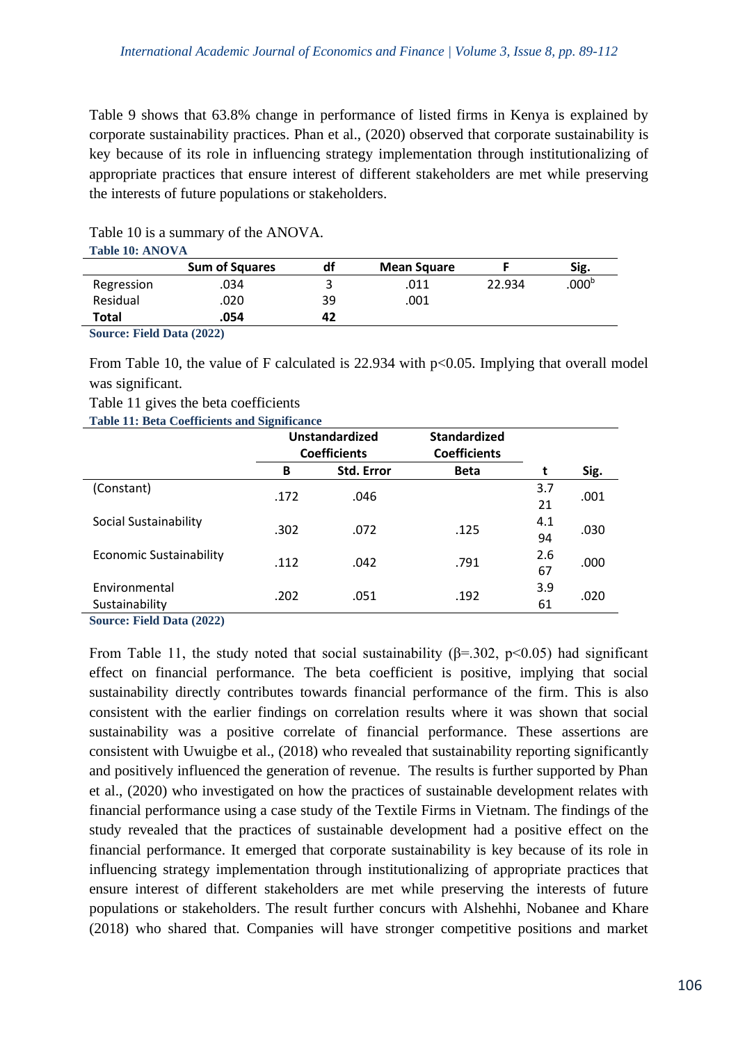Table 9 shows that 63.8% change in performance of listed firms in Kenya is explained by corporate sustainability practices. Phan et al., (2020) observed that corporate sustainability is key because of its role in influencing strategy implementation through institutionalizing of appropriate practices that ensure interest of different stakeholders are met while preserving the interests of future populations or stakeholders.

Table 10 is a summary of the ANOVA.

**Table 10: ANOVA**

| | Sum of Squares | df | Mean Square | F | Sig. |
|---|---|---|---|---|---|
| Regression | .034 | 3 | .011 | 22.934 | .000[b] |
| Residual | .020 | 39 | .001 | | |
| **Total** | **.054** | **42** | | | |

**Source: Field Data (2022)**

From Table 10, the value of F calculated is 22.934 with $p<0.05$. Implying that overall model was significant.

Table 11 gives the beta coefficients

**Table 11: Beta Coefficients and Significance**

| | Unstandardized Coefficients | | Standardized Coefficients | | |
|---|---|---|---|---|---|
| | B | Std. Error | Beta | t | Sig. |
| (Constant) | .172 | .046 | | 3.721 | .001 |
| Social Sustainability | .302 | .072 | .125 | 4.194 | .030 |
| Economic Sustainability | .112 | .042 | .791 | 2.667 | .000 |
| Environmental Sustainability | .202 | .051 | .192 | 3.961 | .020 |

**Source: Field Data (2022)**

From Table 11, the study noted that social sustainability ($\beta=.302$, $p<0.05$) had significant effect on financial performance. The beta coefficient is positive, implying that social sustainability directly contributes towards financial performance of the firm. This is also consistent with the earlier findings on correlation results where it was shown that social sustainability was a positive correlate of financial performance. These assertions are consistent with Uwuigbe et al., (2018) who revealed that sustainability reporting significantly and positively influenced the generation of revenue. The results is further supported by Phan et al., (2020) who investigated on how the practices of sustainable development relates with financial performance using a case study of the Textile Firms in Vietnam. The findings of the study revealed that the practices of sustainable development had a positive effect on the financial performance. It emerged that corporate sustainability is key because of its role in influencing strategy implementation through institutionalizing of appropriate practices that ensure interest of different stakeholders are met while preserving the interests of future populations or stakeholders. The result further concurs with Alshehhi, Nobanee and Khare (2018) who shared that. Companies will have stronger competitive positions and market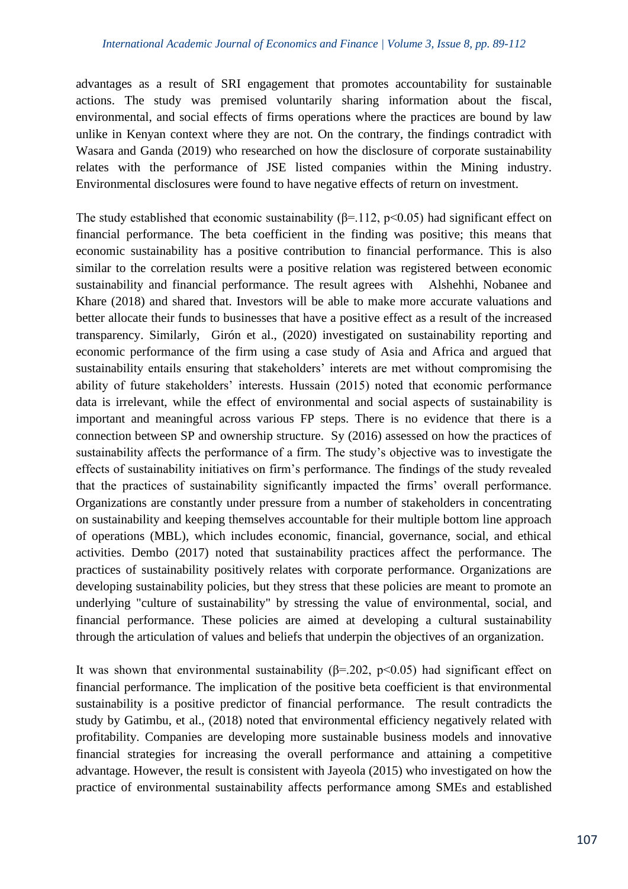advantages as a result of SRI engagement that promotes accountability for sustainable actions. The study was premised voluntarily sharing information about the fiscal, environmental, and social effects of firms operations where the practices are bound by law unlike in Kenyan context where they are not. On the contrary, the findings contradict with Wasara and Ganda (2019) who researched on how the disclosure of corporate sustainability relates with the performance of JSE listed companies within the Mining industry. Environmental disclosures were found to have negative effects of return on investment.

The study established that economic sustainability ($\beta=.112$, $p<0.05$) had significant effect on financial performance. The beta coefficient in the finding was positive; this means that economic sustainability has a positive contribution to financial performance. This is also similar to the correlation results were a positive relation was registered between economic sustainability and financial performance. The result agrees with Alshehhi, Nobanee and Khare (2018) and shared that. Investors will be able to make more accurate valuations and better allocate their funds to businesses that have a positive effect as a result of the increased transparency. Similarly, Girón et al., (2020) investigated on sustainability reporting and economic performance of the firm using a case study of Asia and Africa and argued that sustainability entails ensuring that stakeholders' interets are met without compromising the ability of future stakeholders' interests. Hussain (2015) noted that economic performance data is irrelevant, while the effect of environmental and social aspects of sustainability is important and meaningful across various FP steps. There is no evidence that there is a connection between SP and ownership structure. Sy (2016) assessed on how the practices of sustainability affects the performance of a firm. The study's objective was to investigate the effects of sustainability initiatives on firm's performance. The findings of the study revealed that the practices of sustainability significantly impacted the firms' overall performance. Organizations are constantly under pressure from a number of stakeholders in concentrating on sustainability and keeping themselves accountable for their multiple bottom line approach of operations (MBL), which includes economic, financial, governance, social, and ethical activities. Dembo (2017) noted that sustainability practices affect the performance. The practices of sustainability positively relates with corporate performance. Organizations are developing sustainability policies, but they stress that these policies are meant to promote an underlying "culture of sustainability" by stressing the value of environmental, social, and financial performance. These policies are aimed at developing a cultural sustainability through the articulation of values and beliefs that underpin the objectives of an organization.

It was shown that environmental sustainability ($\beta=.202$, $p<0.05$) had significant effect on financial performance. The implication of the positive beta coefficient is that environmental sustainability is a positive predictor of financial performance. The result contradicts the study by Gatimbu, et al., (2018) noted that environmental efficiency negatively related with profitability. Companies are developing more sustainable business models and innovative financial strategies for increasing the overall performance and attaining a competitive advantage. However, the result is consistent with Jayeola (2015) who investigated on how the practice of environmental sustainability affects performance among SMEs and established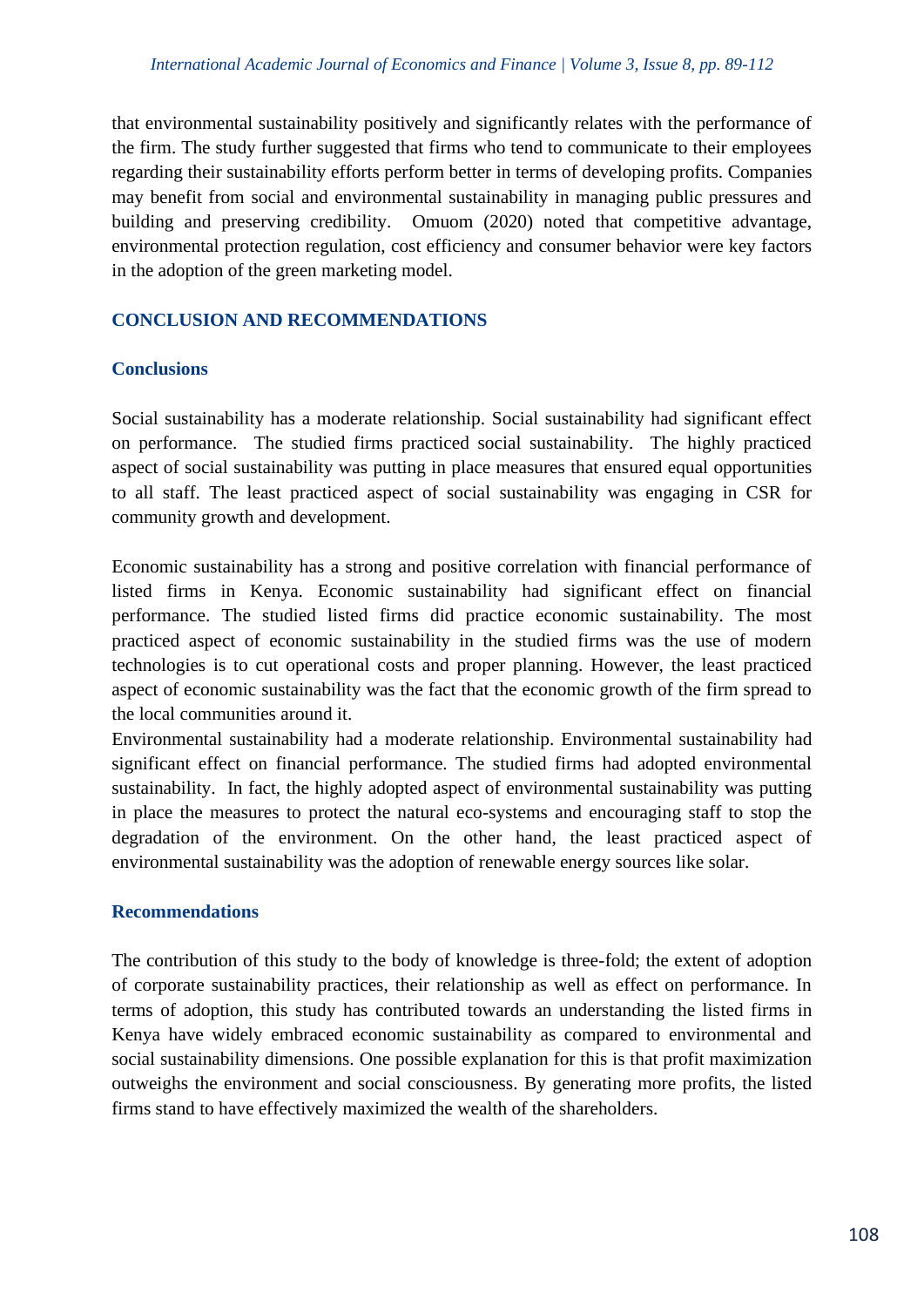that environmental sustainability positively and significantly relates with the performance of the firm. The study further suggested that firms who tend to communicate to their employees regarding their sustainability efforts perform better in terms of developing profits. Companies may benefit from social and environmental sustainability in managing public pressures and building and preserving credibility. Omuom (2020) noted that competitive advantage, environmental protection regulation, cost efficiency and consumer behavior were key factors in the adoption of the green marketing model.

## CONCLUSION AND RECOMMENDATIONS

### Conclusions

Social sustainability has a moderate relationship. Social sustainability had significant effect on performance. The studied firms practiced social sustainability. The highly practiced aspect of social sustainability was putting in place measures that ensured equal opportunities to all staff. The least practiced aspect of social sustainability was engaging in CSR for community growth and development.

Economic sustainability has a strong and positive correlation with financial performance of listed firms in Kenya. Economic sustainability had significant effect on financial performance. The studied listed firms did practice economic sustainability. The most practiced aspect of economic sustainability in the studied firms was the use of modern technologies is to cut operational costs and proper planning. However, the least practiced aspect of economic sustainability was the fact that the economic growth of the firm spread to the local communities around it.

Environmental sustainability had a moderate relationship. Environmental sustainability had significant effect on financial performance. The studied firms had adopted environmental sustainability. In fact, the highly adopted aspect of environmental sustainability was putting in place the measures to protect the natural eco-systems and encouraging staff to stop the degradation of the environment. On the other hand, the least practiced aspect of environmental sustainability was the adoption of renewable energy sources like solar.

### Recommendations

The contribution of this study to the body of knowledge is three-fold; the extent of adoption of corporate sustainability practices, their relationship as well as effect on performance. In terms of adoption, this study has contributed towards an understanding the listed firms in Kenya have widely embraced economic sustainability as compared to environmental and social sustainability dimensions. One possible explanation for this is that profit maximization outweighs the environment and social consciousness. By generating more profits, the listed firms stand to have effectively maximized the wealth of the shareholders.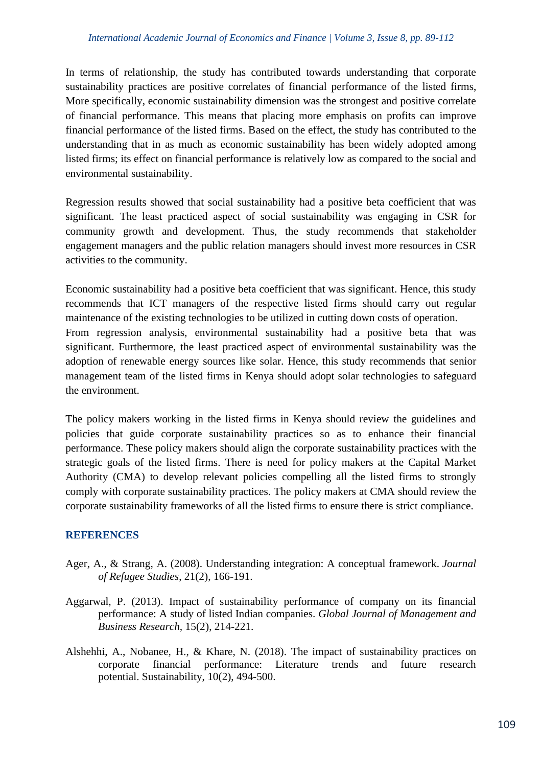In terms of relationship, the study has contributed towards understanding that corporate sustainability practices are positive correlates of financial performance of the listed firms, More specifically, economic sustainability dimension was the strongest and positive correlate of financial performance. This means that placing more emphasis on profits can improve financial performance of the listed firms. Based on the effect, the study has contributed to the understanding that in as much as economic sustainability has been widely adopted among listed firms; its effect on financial performance is relatively low as compared to the social and environmental sustainability.

Regression results showed that social sustainability had a positive beta coefficient that was significant. The least practiced aspect of social sustainability was engaging in CSR for community growth and development. Thus, the study recommends that stakeholder engagement managers and the public relation managers should invest more resources in CSR activities to the community.

Economic sustainability had a positive beta coefficient that was significant. Hence, this study recommends that ICT managers of the respective listed firms should carry out regular maintenance of the existing technologies to be utilized in cutting down costs of operation. From regression analysis, environmental sustainability had a positive beta that was significant. Furthermore, the least practiced aspect of environmental sustainability was the adoption of renewable energy sources like solar. Hence, this study recommends that senior management team of the listed firms in Kenya should adopt solar technologies to safeguard the environment.

The policy makers working in the listed firms in Kenya should review the guidelines and policies that guide corporate sustainability practices so as to enhance their financial performance. These policy makers should align the corporate sustainability practices with the strategic goals of the listed firms. There is need for policy makers at the Capital Market Authority (CMA) to develop relevant policies compelling all the listed firms to strongly comply with corporate sustainability practices. The policy makers at CMA should review the corporate sustainability frameworks of all the listed firms to ensure there is strict compliance.

## REFERENCES

Ager, A., & Strang, A. (2008). Understanding integration: A conceptual framework. *Journal of Refugee Studies*, 21(2), 166-191.

Aggarwal, P. (2013). Impact of sustainability performance of company on its financial performance: A study of listed Indian companies. *Global Journal of Management and Business Research*, 15(2), 214-221.

Alshehhi, A., Nobanee, H., & Khare, N. (2018). The impact of sustainability practices on corporate financial performance: Literature trends and future research potential. Sustainability, 10(2), 494-500.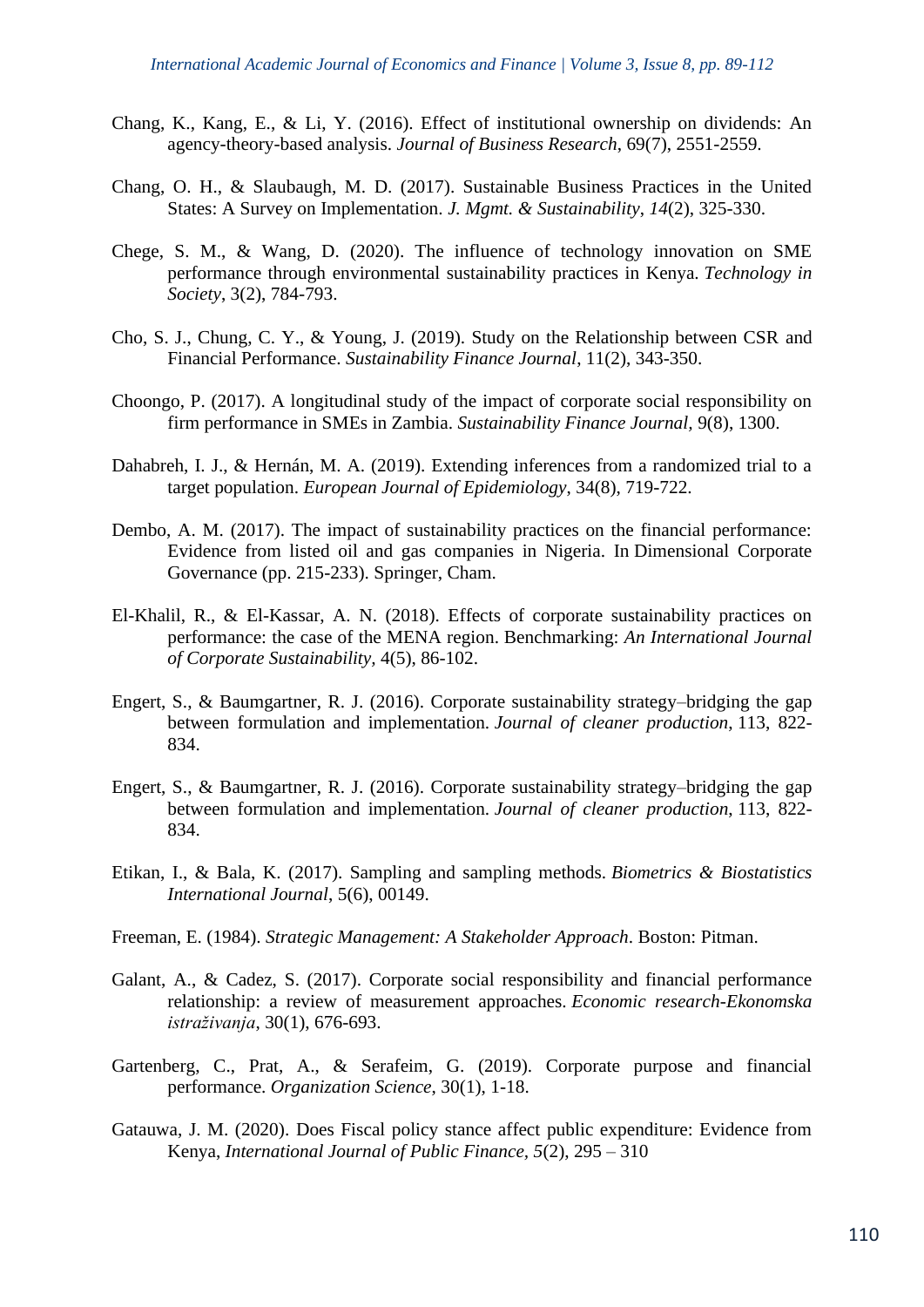Chang, K., Kang, E., & Li, Y. (2016). Effect of institutional ownership on dividends: An agency-theory-based analysis. *Journal of Business Research*, 69(7), 2551-2559.

Chang, O. H., & Slaubaugh, M. D. (2017). Sustainable Business Practices in the United States: A Survey on Implementation. *J. Mgmt. & Sustainability*, *14*(2), 325-330.

Chege, S. M., & Wang, D. (2020). The influence of technology innovation on SME performance through environmental sustainability practices in Kenya. *Technology in Society*, 3(2), 784-793.

Cho, S. J., Chung, C. Y., & Young, J. (2019). Study on the Relationship between CSR and Financial Performance. *Sustainability Finance Journal*, 11(2), 343-350.

Choongo, P. (2017). A longitudinal study of the impact of corporate social responsibility on firm performance in SMEs in Zambia. *Sustainability Finance Journal,* 9(8), 1300.

Dahabreh, I. J., & Hernán, M. A. (2019). Extending inferences from a randomized trial to a target population. *European Journal of Epidemiology*, 34(8), 719-722.

Dembo, A. M. (2017). The impact of sustainability practices on the financial performance: Evidence from listed oil and gas companies in Nigeria. In Dimensional Corporate Governance (pp. 215-233). Springer, Cham.

El-Khalil, R., & El-Kassar, A. N. (2018). Effects of corporate sustainability practices on performance: the case of the MENA region. Benchmarking: *An International Journal of Corporate Sustainability,* 4(5), 86-102.

Engert, S., & Baumgartner, R. J. (2016). Corporate sustainability strategy–bridging the gap between formulation and implementation. *Journal of cleaner production*, 113, 822-834.

Engert, S., & Baumgartner, R. J. (2016). Corporate sustainability strategy–bridging the gap between formulation and implementation. *Journal of cleaner production*, 113, 822-834.

Etikan, I., & Bala, K. (2017). Sampling and sampling methods. *Biometrics & Biostatistics International Journal*, 5(6), 00149.

Freeman, E. (1984). *Strategic Management: A Stakeholder Approach*. Boston: Pitman.

Galant, A., & Cadez, S. (2017). Corporate social responsibility and financial performance relationship: a review of measurement approaches. *Economic research-Ekonomska istraživanja*, 30(1), 676-693.

Gartenberg, C., Prat, A., & Serafeim, G. (2019). Corporate purpose and financial performance. *Organization Science*, 30(1), 1-18.

Gatauwa, J. M. (2020). Does Fiscal policy stance affect public expenditure: Evidence from Kenya, *International Journal of Public Finance*, *5*(2), 295 – 310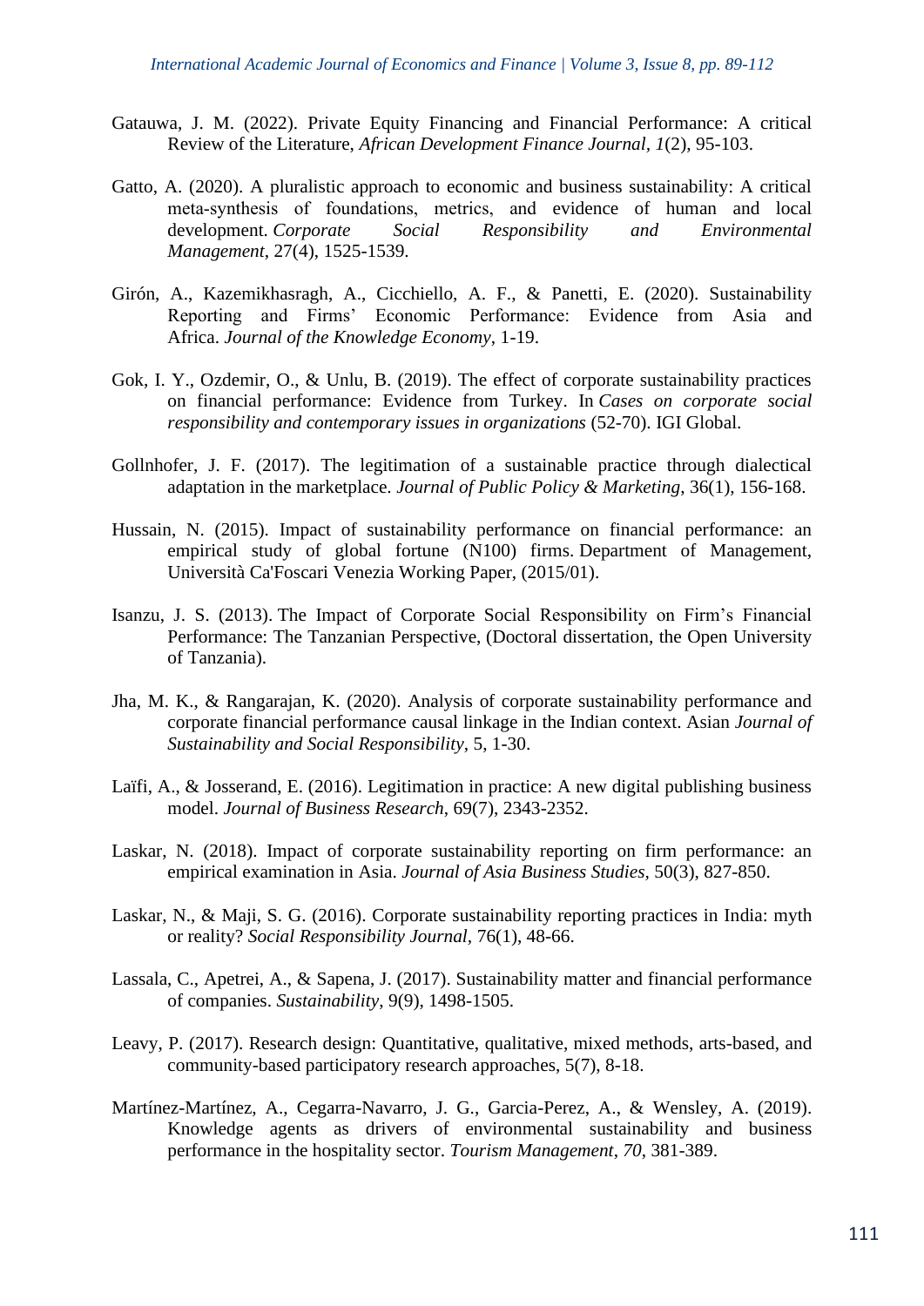Gatauwa, J. M. (2022). Private Equity Financing and Financial Performance: A critical Review of the Literature, *African Development Finance Journal, 1*(2), 95-103.

Gatto, A. (2020). A pluralistic approach to economic and business sustainability: A critical meta-synthesis of foundations, metrics, and evidence of human and local development. *Corporate Social Responsibility and Environmental Management*, 27(4), 1525-1539.

Girón, A., Kazemikhasragh, A., Cicchiello, A. F., & Panetti, E. (2020). Sustainability Reporting and Firms' Economic Performance: Evidence from Asia and Africa. *Journal of the Knowledge Economy*, 1-19.

Gok, I. Y., Ozdemir, O., & Unlu, B. (2019). The effect of corporate sustainability practices on financial performance: Evidence from Turkey. In *Cases on corporate social responsibility and contemporary issues in organizations* (52-70). IGI Global.

Gollnhofer, J. F. (2017). The legitimation of a sustainable practice through dialectical adaptation in the marketplace. *Journal of Public Policy & Marketing*, 36(1), 156-168.

Hussain, N. (2015). Impact of sustainability performance on financial performance: an empirical study of global fortune (N100) firms. Department of Management, Università Ca'Foscari Venezia Working Paper, (2015/01).

Isanzu, J. S. (2013). The Impact of Corporate Social Responsibility on Firm's Financial Performance: The Tanzanian Perspective, (Doctoral dissertation, the Open University of Tanzania).

Jha, M. K., & Rangarajan, K. (2020). Analysis of corporate sustainability performance and corporate financial performance causal linkage in the Indian context. Asian *Journal of Sustainability and Social Responsibility*, 5, 1-30.

Laïfi, A., & Josserand, E. (2016). Legitimation in practice: A new digital publishing business model. *Journal of Business Research*, 69(7), 2343-2352.

Laskar, N. (2018). Impact of corporate sustainability reporting on firm performance: an empirical examination in Asia. *Journal of Asia Business Studies*, 50(3), 827-850.

Laskar, N., & Maji, S. G. (2016). Corporate sustainability reporting practices in India: myth or reality? *Social Responsibility Journal*, 76(1), 48-66.

Lassala, C., Apetrei, A., & Sapena, J. (2017). Sustainability matter and financial performance of companies. *Sustainability*, 9(9), 1498-1505.

Leavy, P. (2017). Research design: Quantitative, qualitative, mixed methods, arts-based, and community-based participatory research approaches, 5(7), 8-18.

Martínez-Martínez, A., Cegarra-Navarro, J. G., Garcia-Perez, A., & Wensley, A. (2019). Knowledge agents as drivers of environmental sustainability and business performance in the hospitality sector. *Tourism Management*, *70*, 381-389.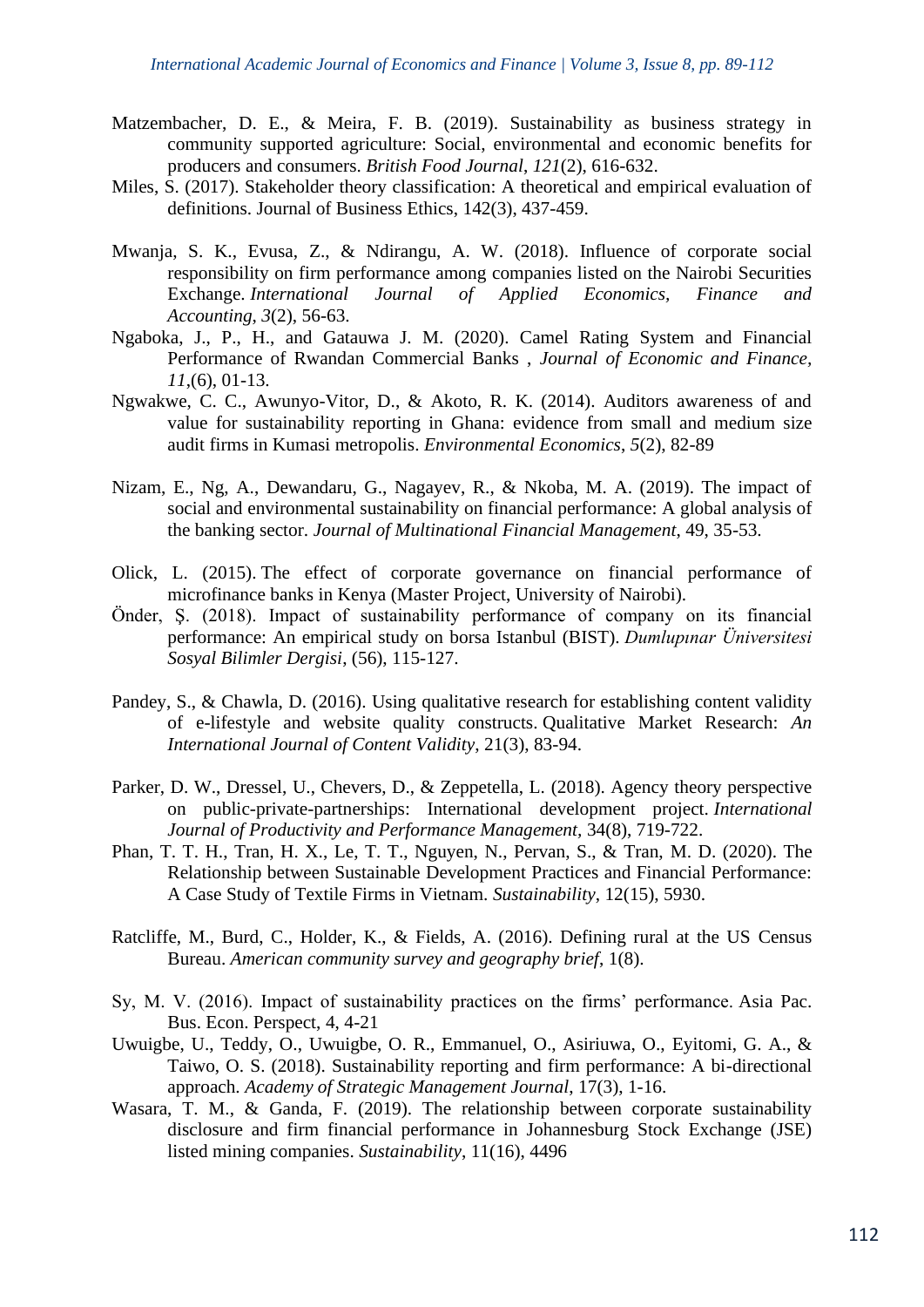Matzembacher, D. E., & Meira, F. B. (2019). Sustainability as business strategy in community supported agriculture: Social, environmental and economic benefits for producers and consumers. *British Food Journal*, *121*(2), 616-632.

Miles, S. (2017). Stakeholder theory classification: A theoretical and empirical evaluation of definitions. Journal of Business Ethics, 142(3), 437-459.

Mwanja, S. K., Evusa, Z., & Ndirangu, A. W. (2018). Influence of corporate social responsibility on firm performance among companies listed on the Nairobi Securities Exchange. *International Journal of Applied Economics, Finance and Accounting*, *3*(2), 56-63.

Ngaboka, J., P., H., and Gatauwa J. M. (2020). Camel Rating System and Financial Performance of Rwandan Commercial Banks , *Journal of Economic and Finance, 11*,(6), 01-13.

Ngwakwe, C. C., Awunyo-Vitor, D., & Akoto, R. K. (2014). Auditors awareness of and value for sustainability reporting in Ghana: evidence from small and medium size audit firms in Kumasi metropolis. *Environmental Economics*, *5*(2), 82-89

Nizam, E., Ng, A., Dewandaru, G., Nagayev, R., & Nkoba, M. A. (2019). The impact of social and environmental sustainability on financial performance: A global analysis of the banking sector. *Journal of Multinational Financial Management*, 49, 35-53.

Olick, L. (2015). The effect of corporate governance on financial performance of microfinance banks in Kenya (Master Project, University of Nairobi).

Önder, Ş. (2018). Impact of sustainability performance of company on its financial performance: An empirical study on borsa Istanbul (BIST). *Dumlupınar Üniversitesi Sosyal Bilimler Dergisi*, (56), 115-127.

Pandey, S., & Chawla, D. (2016). Using qualitative research for establishing content validity of e-lifestyle and website quality constructs. Qualitative Market Research: *An International Journal of Content Validity*, 21(3), 83-94.

Parker, D. W., Dressel, U., Chevers, D., & Zeppetella, L. (2018). Agency theory perspective on public-private-partnerships: International development project. *International Journal of Productivity and Performance Management*, 34(8), 719-722.

Phan, T. T. H., Tran, H. X., Le, T. T., Nguyen, N., Pervan, S., & Tran, M. D. (2020). The Relationship between Sustainable Development Practices and Financial Performance: A Case Study of Textile Firms in Vietnam. *Sustainability*, 12(15), 5930.

Ratcliffe, M., Burd, C., Holder, K., & Fields, A. (2016). Defining rural at the US Census Bureau. *American community survey and geography brief*, 1(8).

Sy, M. V. (2016). Impact of sustainability practices on the firms' performance. Asia Pac. Bus. Econ. Perspect, 4, 4-21

Uwuigbe, U., Teddy, O., Uwuigbe, O. R., Emmanuel, O., Asiriuwa, O., Eyitomi, G. A., & Taiwo, O. S. (2018). Sustainability reporting and firm performance: A bi-directional approach. *Academy of Strategic Management Journal*, 17(3), 1-16.

Wasara, T. M., & Ganda, F. (2019). The relationship between corporate sustainability disclosure and firm financial performance in Johannesburg Stock Exchange (JSE) listed mining companies. *Sustainability*, 11(16), 4496